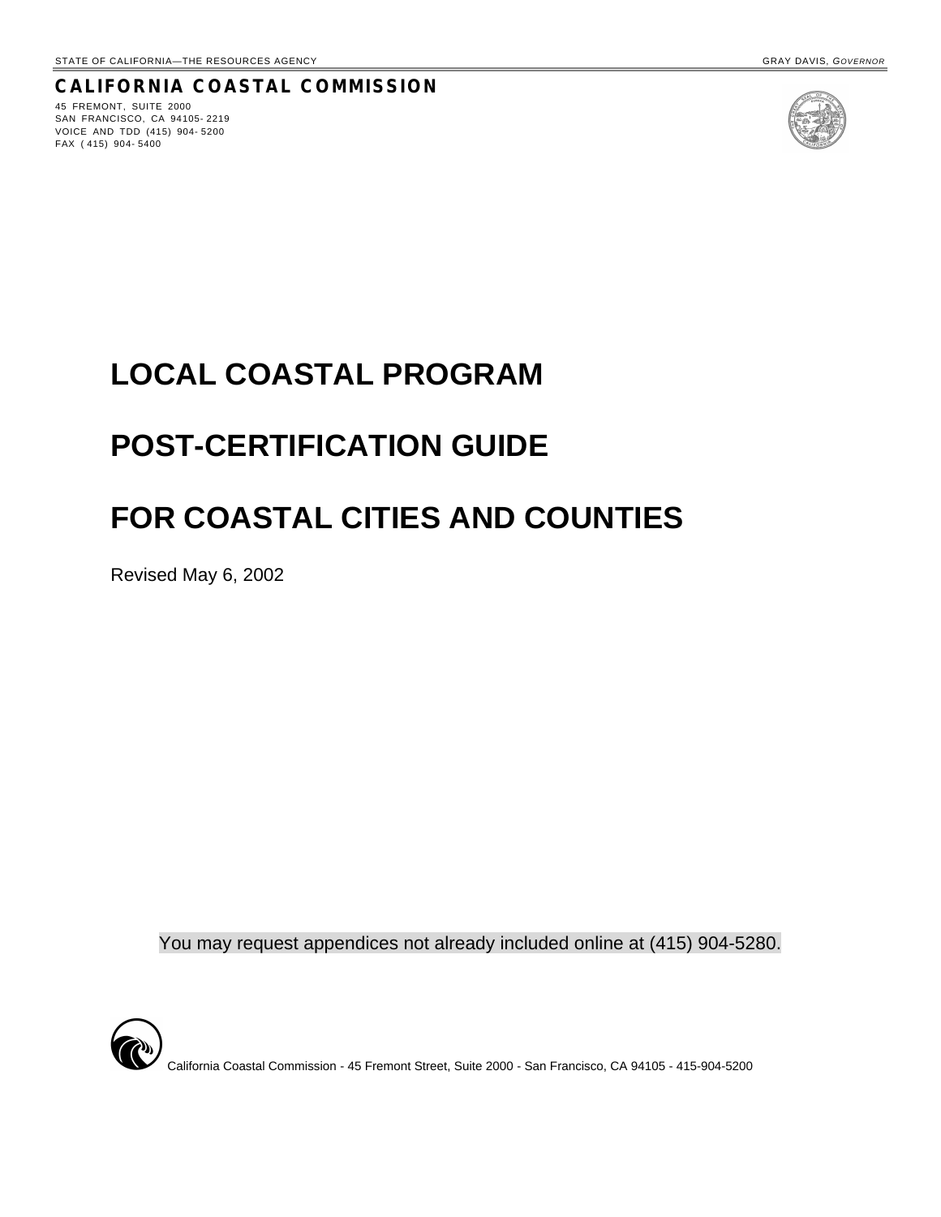STATE OF CALIFORNIA—THE RESOURCES AGENCY GRAY DAVIS, *GOVERNOR*

**CALIFORNIA COASTAL COMMISSION**

45 FREMONT, SUITE 2000
SAN FRANCISCO, CA 94105-2219
VOICE AND TDD (415) 904-5200
FAX (415) 904-5400

# LOCAL COASTAL PROGRAM

# POST-CERTIFICATION GUIDE

# FOR COASTAL CITIES AND COUNTIES

Revised May 6, 2002

You may request appendices not already included online at (415) 904-5280.

California Coastal Commission - 45 Fremont Street, Suite 2000 - San Francisco, CA 94105 - 415-904-5200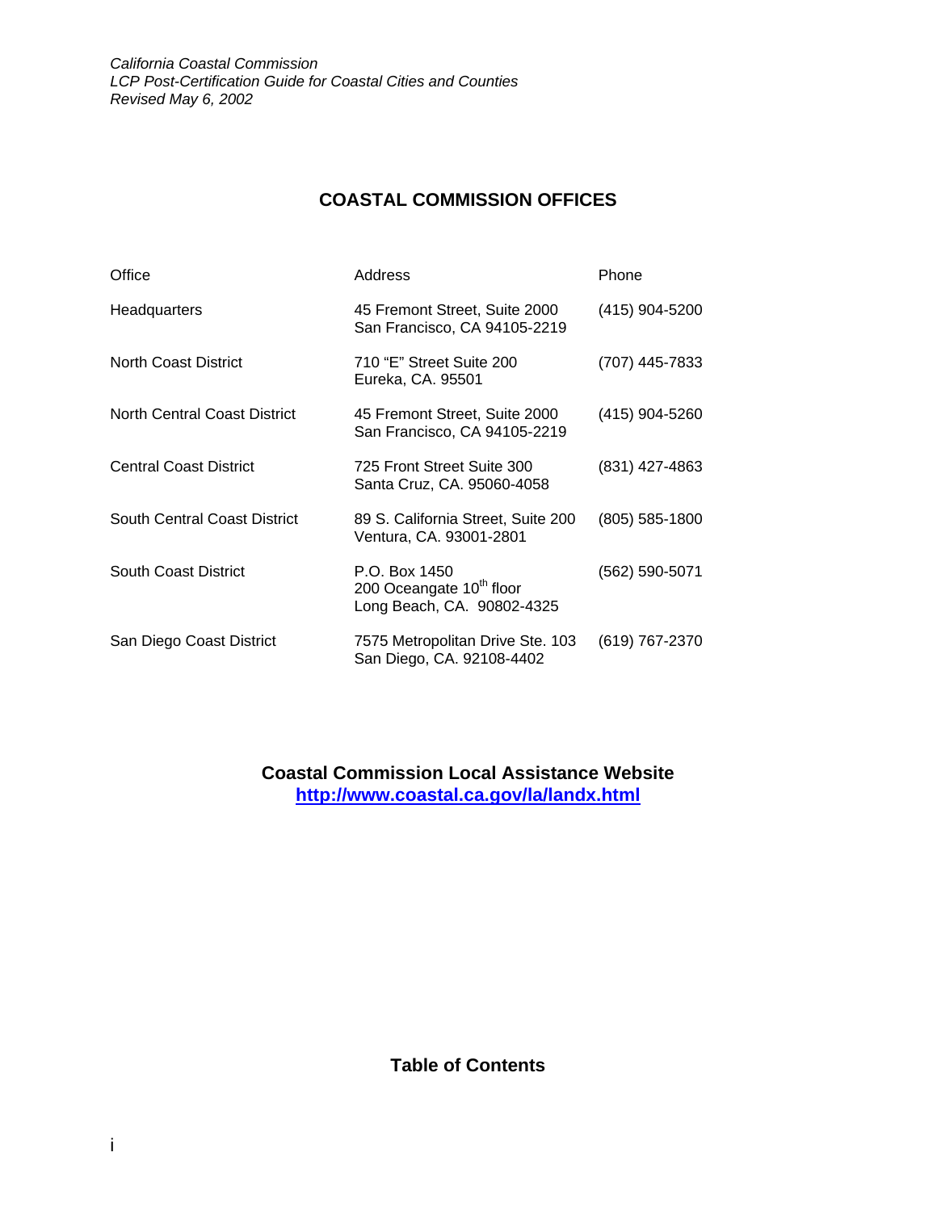## COASTAL COMMISSION OFFICES

| Office | Address | Phone |
| --- | --- | --- |
| Headquarters | 45 Fremont Street, Suite 2000<br>San Francisco, CA 94105-2219 | (415) 904-5200 |
| North Coast District | 710 "E" Street Suite 200<br>Eureka, CA. 95501 | (707) 445-7833 |
| North Central Coast District | 45 Fremont Street, Suite 2000<br>San Francisco, CA 94105-2219 | (415) 904-5260 |
| Central Coast District | 725 Front Street Suite 300<br>Santa Cruz, CA. 95060-4058 | (831) 427-4863 |
| South Central Coast District | 89 S. California Street, Suite 200<br>Ventura, CA. 93001-2801 | (805) 585-1800 |
| South Coast District | P.O. Box 1450<br>200 Oceangate 10th floor<br>Long Beach, CA. 90802-4325 | (562) 590-5071 |
| San Diego Coast District | 7575 Metropolitan Drive Ste. 103<br>San Diego, CA. 92108-4402 | (619) 767-2370 |

**Coastal Commission Local Assistance Website**
**http://www.coastal.ca.gov/la/landx.html**

**Table of Contents**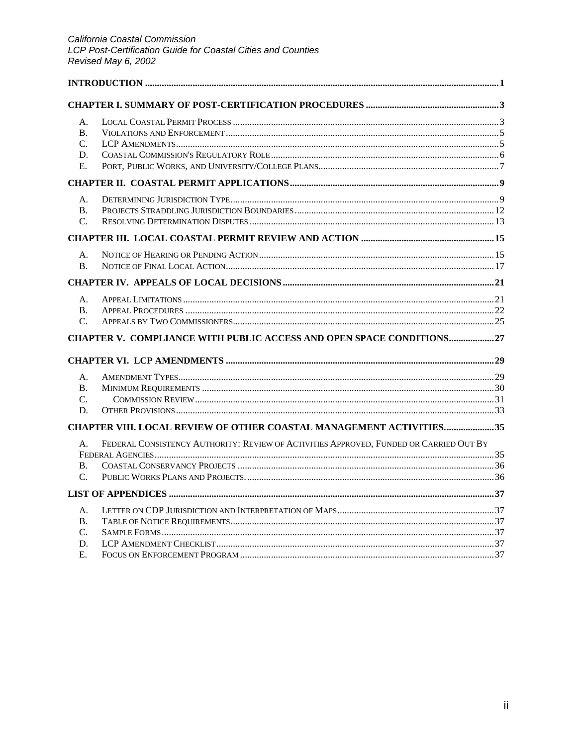| | | |
|---|---|---|
| **INTRODUCTION** | | **1** |
| **CHAPTER I. SUMMARY OF POST-CERTIFICATION PROCEDURES** | | **3** |
| A. | LOCAL COASTAL PERMIT PROCESS | 3 |
| B. | VIOLATIONS AND ENFORCEMENT | 5 |
| C. | LCP AMENDMENTS | 5 |
| D. | COASTAL COMMISSION'S REGULATORY ROLE | 6 |
| E. | PORT, PUBLIC WORKS, AND UNIVERSITY/COLLEGE PLANS | 7 |
| **CHAPTER II. COASTAL PERMIT APPLICATIONS** | | **9** |
| A. | DETERMINING JURISDICTION TYPE | 9 |
| B. | PROJECTS STRADDLING JURISDICTION BOUNDARIES | 12 |
| C. | RESOLVING DETERMINATION DISPUTES | 13 |
| **CHAPTER III. LOCAL COASTAL PERMIT REVIEW AND ACTION** | | **15** |
| A. | NOTICE OF HEARING OR PENDING ACTION | 15 |
| B. | NOTICE OF FINAL LOCAL ACTION | 17 |
| **CHAPTER IV. APPEALS OF LOCAL DECISIONS** | | **21** |
| A. | APPEAL LIMITATIONS | 21 |
| B. | APPEAL PROCEDURES | 22 |
| C. | APPEALS BY TWO COMMISSIONERS | 25 |
| **CHAPTER V. COMPLIANCE WITH PUBLIC ACCESS AND OPEN SPACE CONDITIONS** | | **27** |
| **CHAPTER VI. LCP AMENDMENTS** | | **29** |
| A. | AMENDMENT TYPES | 29 |
| B. | MINIMUM REQUIREMENTS | 30 |
| C. | COMMISSION REVIEW | 31 |
| D. | OTHER PROVISIONS | 33 |
| **CHAPTER VIII. LOCAL REVIEW OF OTHER COASTAL MANAGEMENT ACTIVITIES.** | | **35** |
| A. | FEDERAL CONSISTENCY AUTHORITY: REVIEW OF ACTIVITIES APPROVED, FUNDED OR CARRIED OUT BY FEDERAL AGENCIES | 35 |
| B. | COASTAL CONSERVANCY PROJECTS | 36 |
| C. | PUBLIC WORKS PLANS AND PROJECTS. | 36 |
| **LIST OF APPENDICES** | | **37** |
| A. | LETTER ON CDP JURISDICTION AND INTERPRETATION OF MAPS | 37 |
| B. | TABLE OF NOTICE REQUIREMENTS | 37 |
| C. | SAMPLE FORMS | 37 |
| D. | LCP AMENDMENT CHECKLIST | 37 |
| E. | FOCUS ON ENFORCEMENT PROGRAM | 37 |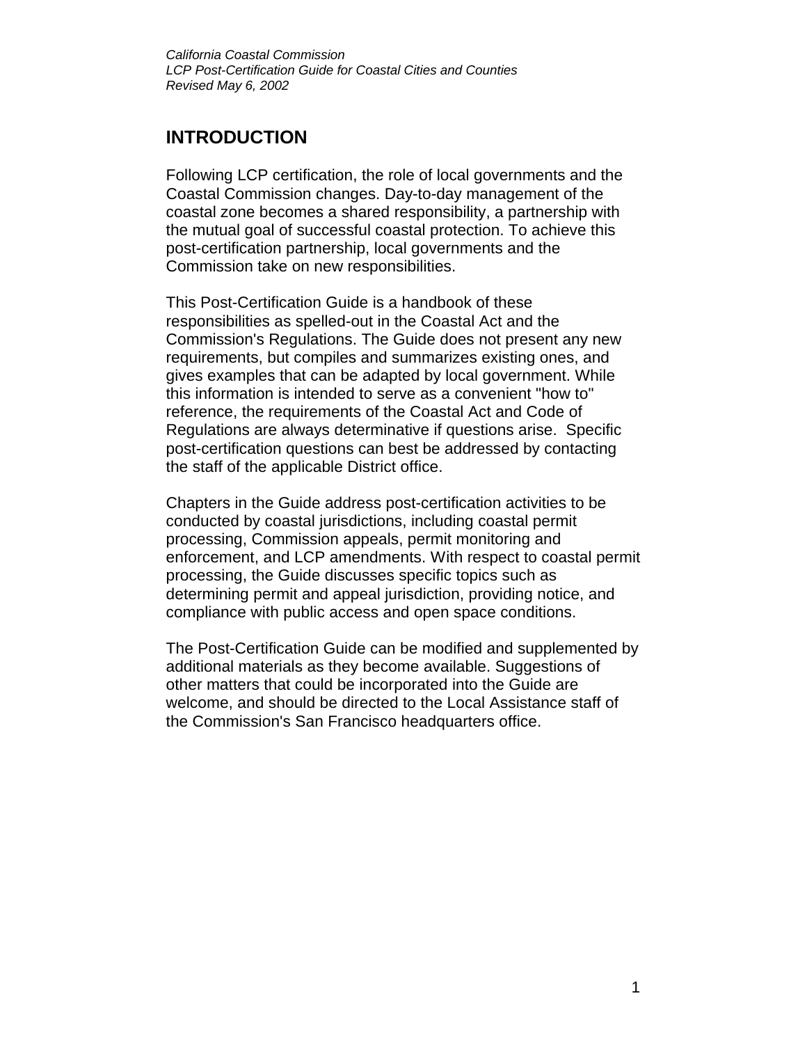## INTRODUCTION

Following LCP certification, the role of local governments and the Coastal Commission changes. Day-to-day management of the coastal zone becomes a shared responsibility, a partnership with the mutual goal of successful coastal protection. To achieve this post-certification partnership, local governments and the Commission take on new responsibilities.

This Post-Certification Guide is a handbook of these responsibilities as spelled-out in the Coastal Act and the Commission's Regulations. The Guide does not present any new requirements, but compiles and summarizes existing ones, and gives examples that can be adapted by local government. While this information is intended to serve as a convenient "how to" reference, the requirements of the Coastal Act and Code of Regulations are always determinative if questions arise. Specific post-certification questions can best be addressed by contacting the staff of the applicable District office.

Chapters in the Guide address post-certification activities to be conducted by coastal jurisdictions, including coastal permit processing, Commission appeals, permit monitoring and enforcement, and LCP amendments. With respect to coastal permit processing, the Guide discusses specific topics such as determining permit and appeal jurisdiction, providing notice, and compliance with public access and open space conditions.

The Post-Certification Guide can be modified and supplemented by additional materials as they become available. Suggestions of other matters that could be incorporated into the Guide are welcome, and should be directed to the Local Assistance staff of the Commission's San Francisco headquarters office.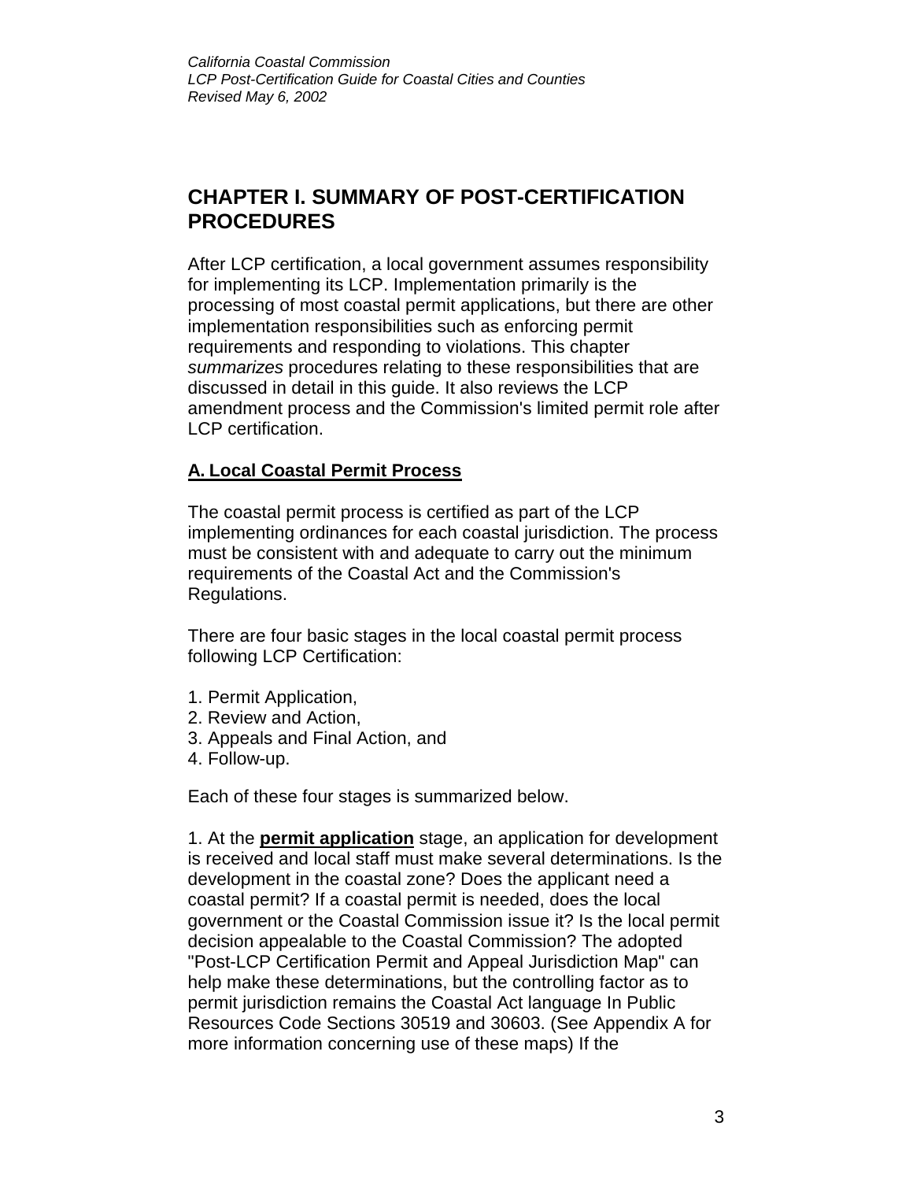# CHAPTER I. SUMMARY OF POST-CERTIFICATION PROCEDURES

After LCP certification, a local government assumes responsibility for implementing its LCP. Implementation primarily is the processing of most coastal permit applications, but there are other implementation responsibilities such as enforcing permit requirements and responding to violations. This chapter *summarizes* procedures relating to these responsibilities that are discussed in detail in this guide. It also reviews the LCP amendment process and the Commission's limited permit role after LCP certification.

## A. Local Coastal Permit Process

The coastal permit process is certified as part of the LCP implementing ordinances for each coastal jurisdiction. The process must be consistent with and adequate to carry out the minimum requirements of the Coastal Act and the Commission's Regulations.

There are four basic stages in the local coastal permit process following LCP Certification:

1. Permit Application,
2. Review and Action,
3. Appeals and Final Action, and
4. Follow-up.

Each of these four stages is summarized below.

1. At the **permit application** stage, an application for development is received and local staff must make several determinations. Is the development in the coastal zone? Does the applicant need a coastal permit? If a coastal permit is needed, does the local government or the Coastal Commission issue it? Is the local permit decision appealable to the Coastal Commission? The adopted "Post-LCP Certification Permit and Appeal Jurisdiction Map" can help make these determinations, but the controlling factor as to permit jurisdiction remains the Coastal Act language In Public Resources Code Sections 30519 and 30603. (See Appendix A for more information concerning use of these maps) If the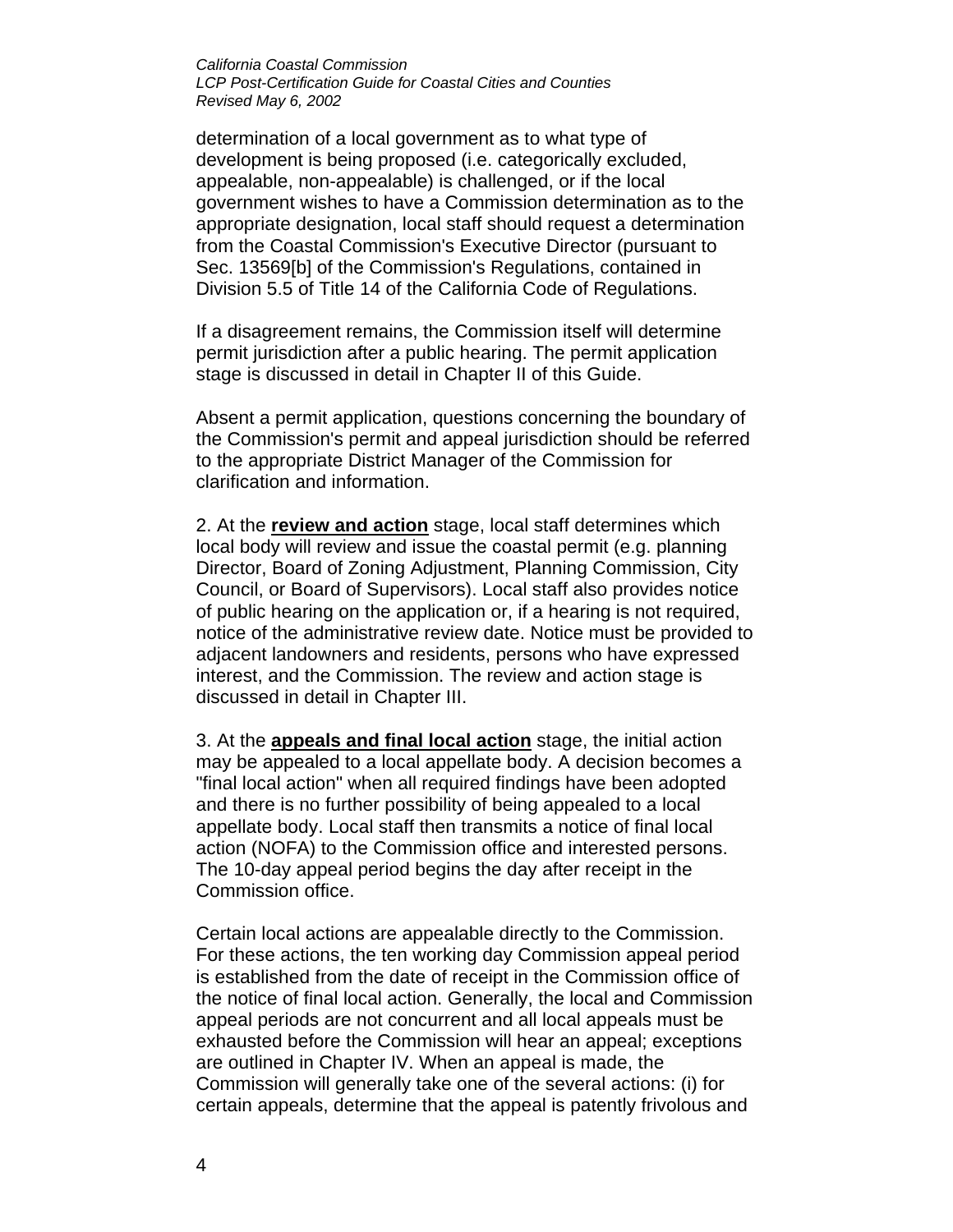determination of a local government as to what type of development is being proposed (i.e. categorically excluded, appealable, non-appealable) is challenged, or if the local government wishes to have a Commission determination as to the appropriate designation, local staff should request a determination from the Coastal Commission's Executive Director (pursuant to Sec. 13569[b] of the Commission's Regulations, contained in Division 5.5 of Title 14 of the California Code of Regulations.

If a disagreement remains, the Commission itself will determine permit jurisdiction after a public hearing. The permit application stage is discussed in detail in Chapter II of this Guide.

Absent a permit application, questions concerning the boundary of the Commission's permit and appeal jurisdiction should be referred to the appropriate District Manager of the Commission for clarification and information.

2. At the **review and action** stage, local staff determines which local body will review and issue the coastal permit (e.g. planning Director, Board of Zoning Adjustment, Planning Commission, City Council, or Board of Supervisors). Local staff also provides notice of public hearing on the application or, if a hearing is not required, notice of the administrative review date. Notice must be provided to adjacent landowners and residents, persons who have expressed interest, and the Commission. The review and action stage is discussed in detail in Chapter III.

3. At the **appeals and final local action** stage, the initial action may be appealed to a local appellate body. A decision becomes a "final local action" when all required findings have been adopted and there is no further possibility of being appealed to a local appellate body. Local staff then transmits a notice of final local action (NOFA) to the Commission office and interested persons. The 10-day appeal period begins the day after receipt in the Commission office.

Certain local actions are appealable directly to the Commission. For these actions, the ten working day Commission appeal period is established from the date of receipt in the Commission office of the notice of final local action. Generally, the local and Commission appeal periods are not concurrent and all local appeals must be exhausted before the Commission will hear an appeal; exceptions are outlined in Chapter IV. When an appeal is made, the Commission will generally take one of the several actions: (i) for certain appeals, determine that the appeal is patently frivolous and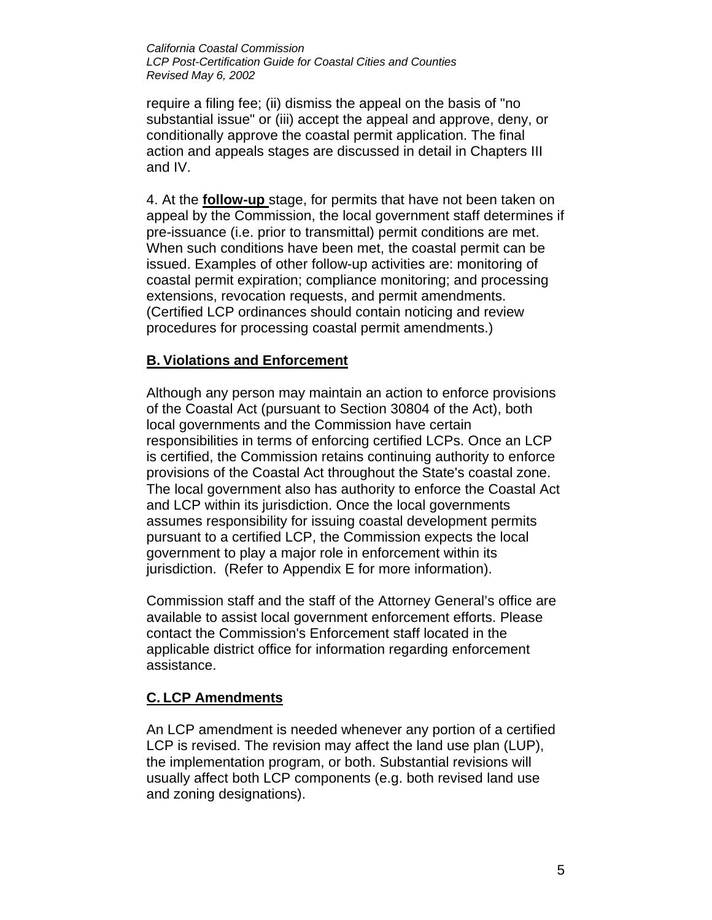require a filing fee; (ii) dismiss the appeal on the basis of "no substantial issue" or (iii) accept the appeal and approve, deny, or conditionally approve the coastal permit application. The final action and appeals stages are discussed in detail in Chapters III and IV.

4. At the **follow-up** stage, for permits that have not been taken on appeal by the Commission, the local government staff determines if pre-issuance (i.e. prior to transmittal) permit conditions are met. When such conditions have been met, the coastal permit can be issued. Examples of other follow-up activities are: monitoring of coastal permit expiration; compliance monitoring; and processing extensions, revocation requests, and permit amendments. (Certified LCP ordinances should contain noticing and review procedures for processing coastal permit amendments.)

## B. Violations and Enforcement

Although any person may maintain an action to enforce provisions of the Coastal Act (pursuant to Section 30804 of the Act), both local governments and the Commission have certain responsibilities in terms of enforcing certified LCPs. Once an LCP is certified, the Commission retains continuing authority to enforce provisions of the Coastal Act throughout the State's coastal zone. The local government also has authority to enforce the Coastal Act and LCP within its jurisdiction. Once the local governments assumes responsibility for issuing coastal development permits pursuant to a certified LCP, the Commission expects the local government to play a major role in enforcement within its jurisdiction. (Refer to Appendix E for more information).

Commission staff and the staff of the Attorney General's office are available to assist local government enforcement efforts. Please contact the Commission's Enforcement staff located in the applicable district office for information regarding enforcement assistance.

## C. LCP Amendments

An LCP amendment is needed whenever any portion of a certified LCP is revised. The revision may affect the land use plan (LUP), the implementation program, or both. Substantial revisions will usually affect both LCP components (e.g. both revised land use and zoning designations).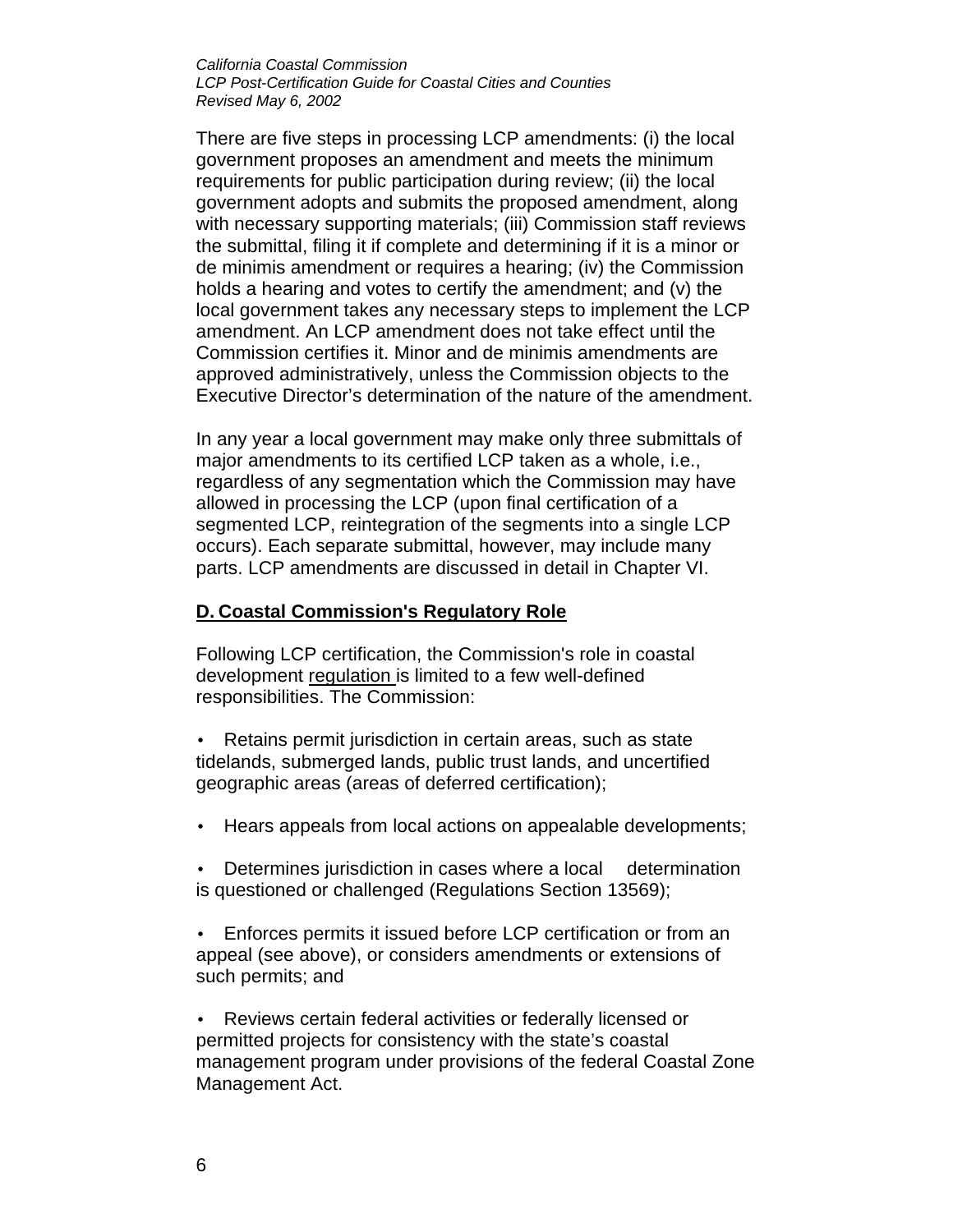There are five steps in processing LCP amendments: (i) the local government proposes an amendment and meets the minimum requirements for public participation during review; (ii) the local government adopts and submits the proposed amendment, along with necessary supporting materials; (iii) Commission staff reviews the submittal, filing it if complete and determining if it is a minor or de minimis amendment or requires a hearing; (iv) the Commission holds a hearing and votes to certify the amendment; and (v) the local government takes any necessary steps to implement the LCP amendment. An LCP amendment does not take effect until the Commission certifies it. Minor and de minimis amendments are approved administratively, unless the Commission objects to the Executive Director's determination of the nature of the amendment.

In any year a local government may make only three submittals of major amendments to its certified LCP taken as a whole, i.e., regardless of any segmentation which the Commission may have allowed in processing the LCP (upon final certification of a segmented LCP, reintegration of the segments into a single LCP occurs). Each separate submittal, however, may include many parts. LCP amendments are discussed in detail in Chapter VI.

## D. Coastal Commission's Regulatory Role

Following LCP certification, the Commission's role in coastal development regulation is limited to a few well-defined responsibilities. The Commission:

- Retains permit jurisdiction in certain areas, such as state tidelands, submerged lands, public trust lands, and uncertified geographic areas (areas of deferred certification);
- Hears appeals from local actions on appealable developments;
- Determines jurisdiction in cases where a local determination is questioned or challenged (Regulations Section 13569);
- Enforces permits it issued before LCP certification or from an appeal (see above), or considers amendments or extensions of such permits; and
- Reviews certain federal activities or federally licensed or permitted projects for consistency with the state's coastal management program under provisions of the federal Coastal Zone Management Act.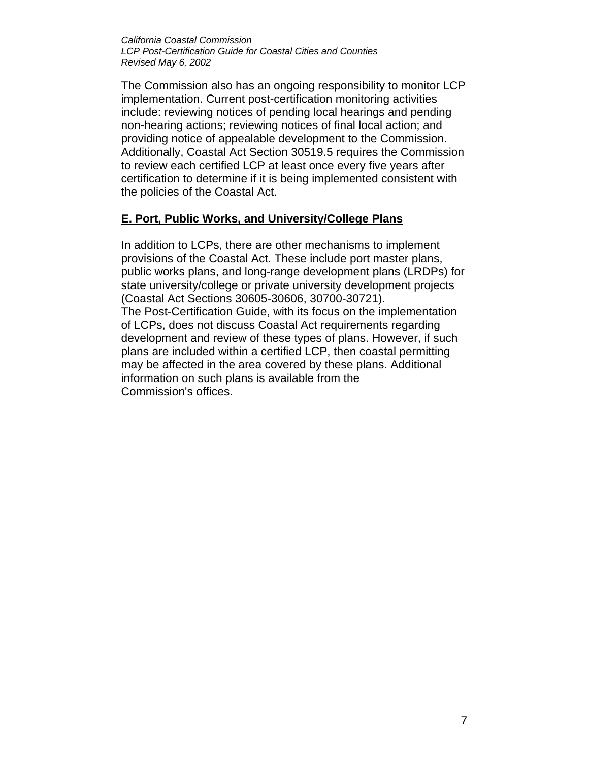The Commission also has an ongoing responsibility to monitor LCP implementation. Current post-certification monitoring activities include: reviewing notices of pending local hearings and pending non-hearing actions; reviewing notices of final local action; and providing notice of appealable development to the Commission. Additionally, Coastal Act Section 30519.5 requires the Commission to review each certified LCP at least once every five years after certification to determine if it is being implemented consistent with the policies of the Coastal Act.

## E. Port, Public Works, and University/College Plans

In addition to LCPs, there are other mechanisms to implement provisions of the Coastal Act. These include port master plans, public works plans, and long-range development plans (LRDPs) for state university/college or private university development projects (Coastal Act Sections 30605-30606, 30700-30721).
The Post-Certification Guide, with its focus on the implementation of LCPs, does not discuss Coastal Act requirements regarding development and review of these types of plans. However, if such plans are included within a certified LCP, then coastal permitting may be affected in the area covered by these plans. Additional information on such plans is available from the Commission's offices.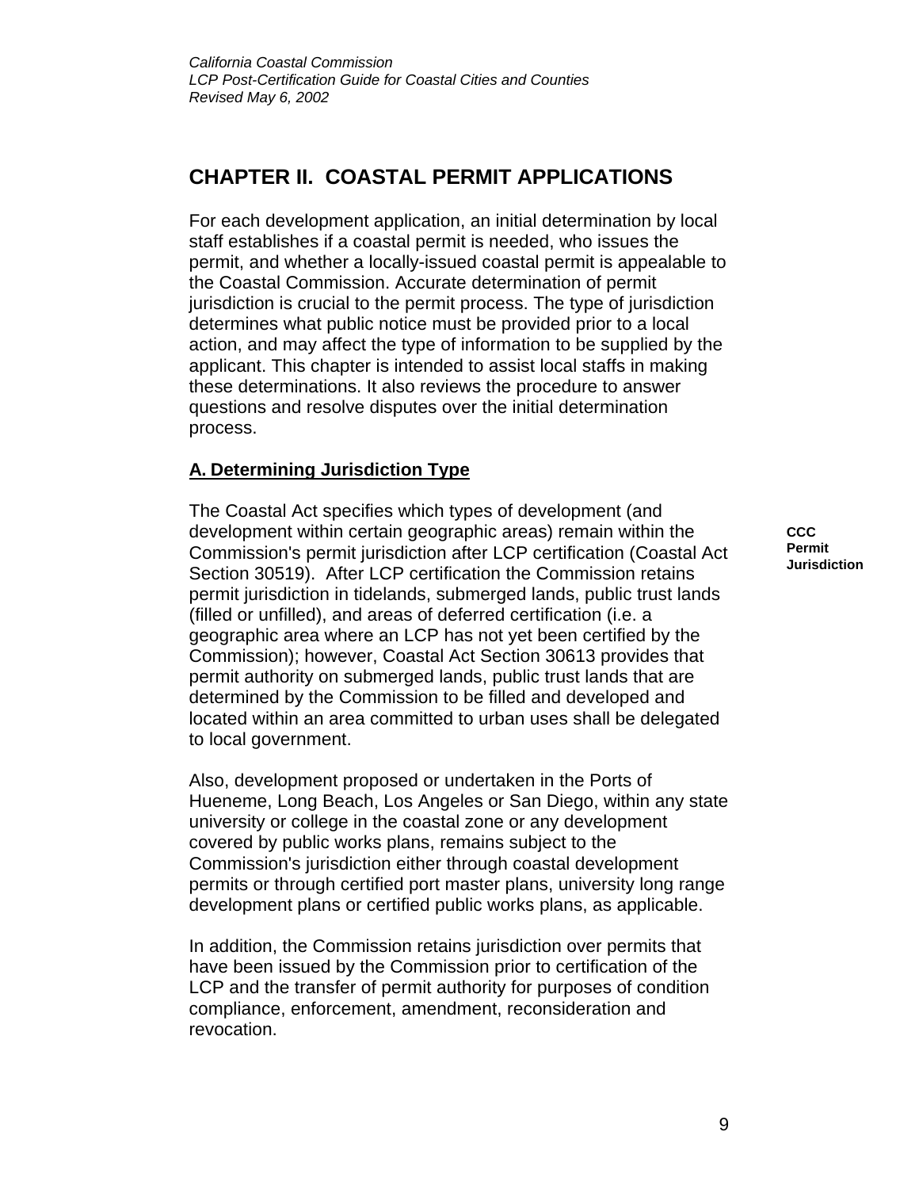## CHAPTER II. COASTAL PERMIT APPLICATIONS

For each development application, an initial determination by local staff establishes if a coastal permit is needed, who issues the permit, and whether a locally-issued coastal permit is appealable to the Coastal Commission. Accurate determination of permit jurisdiction is crucial to the permit process. The type of jurisdiction determines what public notice must be provided prior to a local action, and may affect the type of information to be supplied by the applicant. This chapter is intended to assist local staffs in making these determinations. It also reviews the procedure to answer questions and resolve disputes over the initial determination process.

### A. Determining Jurisdiction Type

**CCC Permit Jurisdiction**

The Coastal Act specifies which types of development (and development within certain geographic areas) remain within the Commission's permit jurisdiction after LCP certification (Coastal Act Section 30519). After LCP certification the Commission retains permit jurisdiction in tidelands, submerged lands, public trust lands (filled or unfilled), and areas of deferred certification (i.e. a geographic area where an LCP has not yet been certified by the Commission); however, Coastal Act Section 30613 provides that permit authority on submerged lands, public trust lands that are determined by the Commission to be filled and developed and located within an area committed to urban uses shall be delegated to local government.

Also, development proposed or undertaken in the Ports of Hueneme, Long Beach, Los Angeles or San Diego, within any state university or college in the coastal zone or any development covered by public works plans, remains subject to the Commission's jurisdiction either through coastal development permits or through certified port master plans, university long range development plans or certified public works plans, as applicable.

In addition, the Commission retains jurisdiction over permits that have been issued by the Commission prior to certification of the LCP and the transfer of permit authority for purposes of condition compliance, enforcement, amendment, reconsideration and revocation.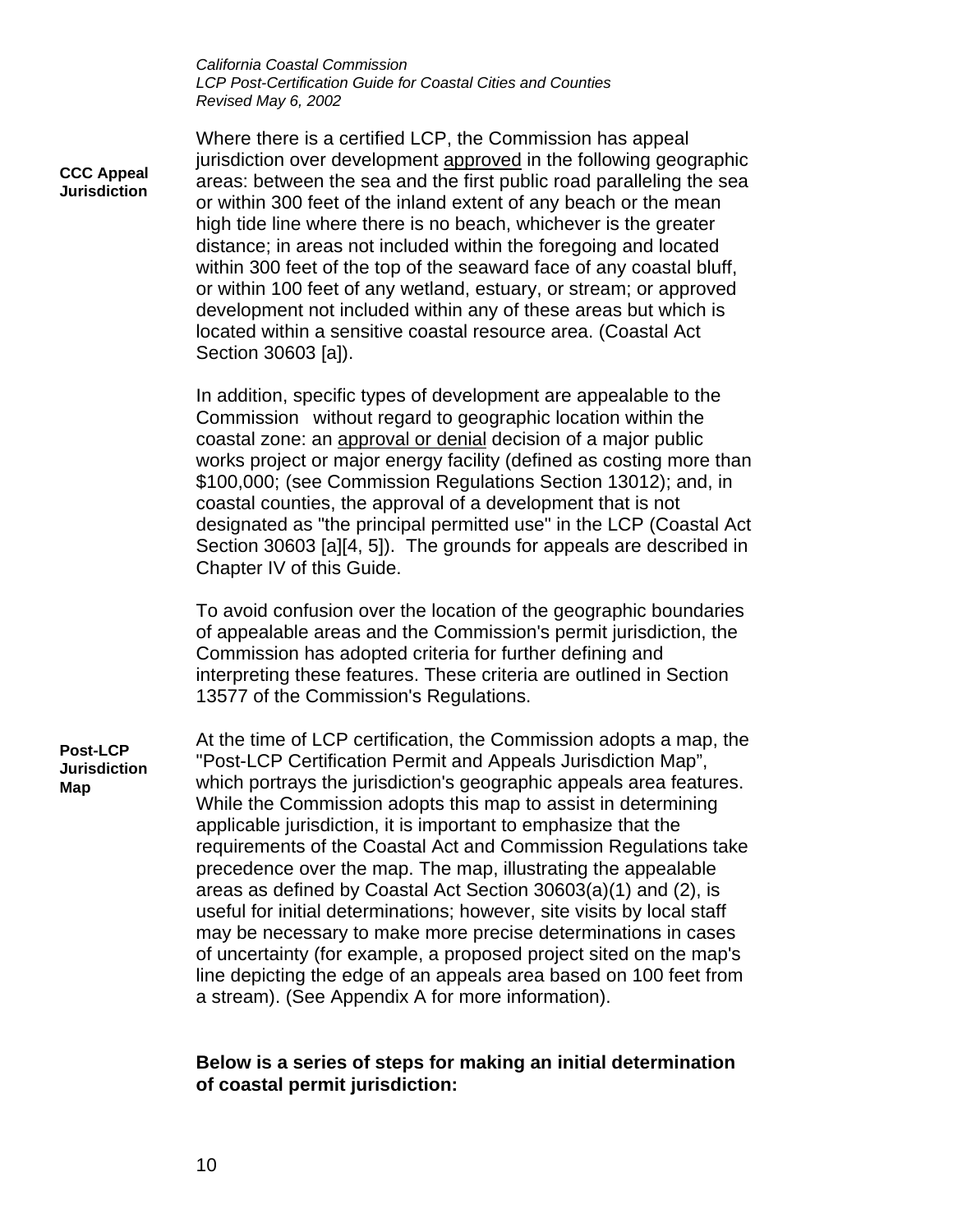**CCC Appeal Jurisdiction**

Where there is a certified LCP, the Commission has appeal jurisdiction over development <u>approved</u> in the following geographic areas: between the sea and the first public road paralleling the sea or within 300 feet of the inland extent of any beach or the mean high tide line where there is no beach, whichever is the greater distance; in areas not included within the foregoing and located within 300 feet of the top of the seaward face of any coastal bluff, or within 100 feet of any wetland, estuary, or stream; or approved development not included within any of these areas but which is located within a sensitive coastal resource area. (Coastal Act Section 30603 [a]).

In addition, specific types of development are appealable to the Commission without regard to geographic location within the coastal zone: an <u>approval or denial</u> decision of a major public works project or major energy facility (defined as costing more than $100,000; (see Commission Regulations Section 13012); and, in coastal counties, the approval of a development that is not designated as "the principal permitted use" in the LCP (Coastal Act Section 30603 [a][4, 5]). The grounds for appeals are described in Chapter IV of this Guide.

To avoid confusion over the location of the geographic boundaries of appealable areas and the Commission's permit jurisdiction, the Commission has adopted criteria for further defining and interpreting these features. These criteria are outlined in Section 13577 of the Commission's Regulations.

**Post-LCP Jurisdiction Map**

At the time of LCP certification, the Commission adopts a map, the "Post-LCP Certification Permit and Appeals Jurisdiction Map", which portrays the jurisdiction's geographic appeals area features. While the Commission adopts this map to assist in determining applicable jurisdiction, it is important to emphasize that the requirements of the Coastal Act and Commission Regulations take precedence over the map. The map, illustrating the appealable areas as defined by Coastal Act Section 30603(a)(1) and (2), is useful for initial determinations; however, site visits by local staff may be necessary to make more precise determinations in cases of uncertainty (for example, a proposed project sited on the map's line depicting the edge of an appeals area based on 100 feet from a stream). (See Appendix A for more information).

**Below is a series of steps for making an initial determination of coastal permit jurisdiction:**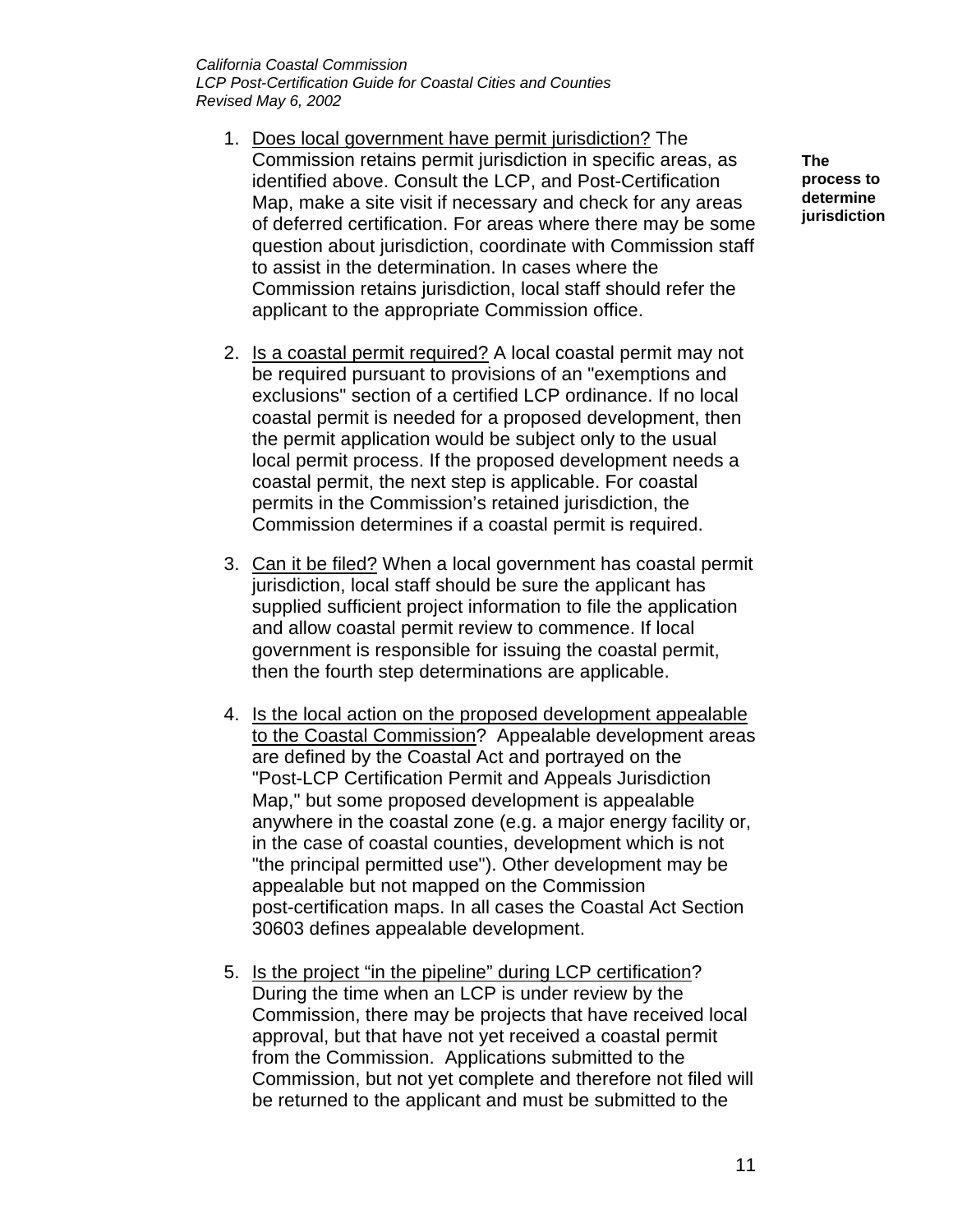**The process to determine jurisdiction**

1. Does local government have permit jurisdiction? The Commission retains permit jurisdiction in specific areas, as identified above. Consult the LCP, and Post-Certification Map, make a site visit if necessary and check for any areas of deferred certification. For areas where there may be some question about jurisdiction, coordinate with Commission staff to assist in the determination. In cases where the Commission retains jurisdiction, local staff should refer the applicant to the appropriate Commission office.

2. Is a coastal permit required? A local coastal permit may not be required pursuant to provisions of an "exemptions and exclusions" section of a certified LCP ordinance. If no local coastal permit is needed for a proposed development, then the permit application would be subject only to the usual local permit process. If the proposed development needs a coastal permit, the next step is applicable. For coastal permits in the Commission's retained jurisdiction, the Commission determines if a coastal permit is required.

3. Can it be filed? When a local government has coastal permit jurisdiction, local staff should be sure the applicant has supplied sufficient project information to file the application and allow coastal permit review to commence. If local government is responsible for issuing the coastal permit, then the fourth step determinations are applicable.

4. Is the local action on the proposed development appealable to the Coastal Commission? Appealable development areas are defined by the Coastal Act and portrayed on the "Post-LCP Certification Permit and Appeals Jurisdiction Map," but some proposed development is appealable anywhere in the coastal zone (e.g. a major energy facility or, in the case of coastal counties, development which is not "the principal permitted use"). Other development may be appealable but not mapped on the Commission post-certification maps. In all cases the Coastal Act Section 30603 defines appealable development.

5. Is the project "in the pipeline" during LCP certification? During the time when an LCP is under review by the Commission, there may be projects that have received local approval, but that have not yet received a coastal permit from the Commission. Applications submitted to the Commission, but not yet complete and therefore not filed will be returned to the applicant and must be submitted to the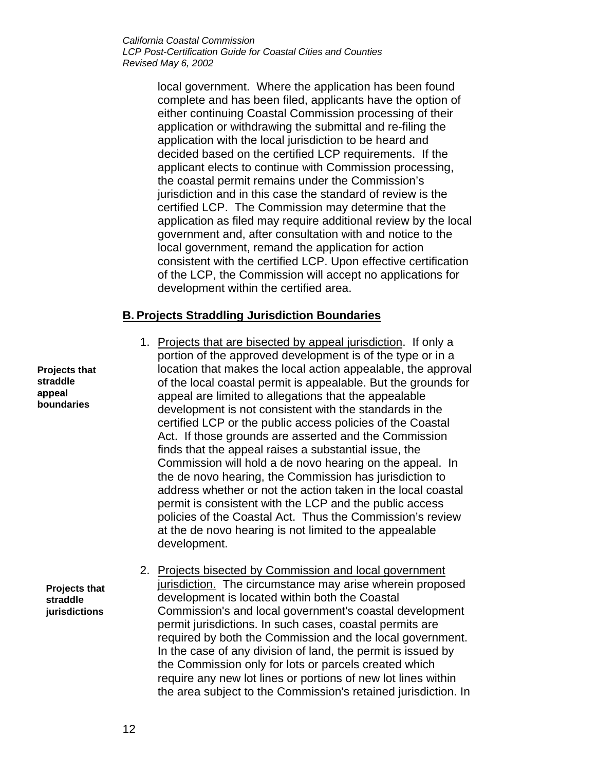local government. Where the application has been found complete and has been filed, applicants have the option of either continuing Coastal Commission processing of their application or withdrawing the submittal and re-filing the application with the local jurisdiction to be heard and decided based on the certified LCP requirements. If the applicant elects to continue with Commission processing, the coastal permit remains under the Commission's jurisdiction and in this case the standard of review is the certified LCP. The Commission may determine that the application as filed may require additional review by the local government and, after consultation with and notice to the local government, remand the application for action consistent with the certified LCP. Upon effective certification of the LCP, the Commission will accept no applications for development within the certified area.

## B. Projects Straddling Jurisdiction Boundaries

**Projects that straddle appeal boundaries**

1. Projects that are bisected by appeal jurisdiction. If only a portion of the approved development is of the type or in a location that makes the local action appealable, the approval of the local coastal permit is appealable. But the grounds for appeal are limited to allegations that the appealable development is not consistent with the standards in the certified LCP or the public access policies of the Coastal Act. If those grounds are asserted and the Commission finds that the appeal raises a substantial issue, the Commission will hold a de novo hearing on the appeal. In the de novo hearing, the Commission has jurisdiction to address whether or not the action taken in the local coastal permit is consistent with the LCP and the public access policies of the Coastal Act. Thus the Commission's review at the de novo hearing is not limited to the appealable development.

**Projects that straddle jurisdictions**

2. Projects bisected by Commission and local government jurisdiction. The circumstance may arise wherein proposed development is located within both the Coastal Commission's and local government's coastal development permit jurisdictions. In such cases, coastal permits are required by both the Commission and the local government. In the case of any division of land, the permit is issued by the Commission only for lots or parcels created which require any new lot lines or portions of new lot lines within the area subject to the Commission's retained jurisdiction. In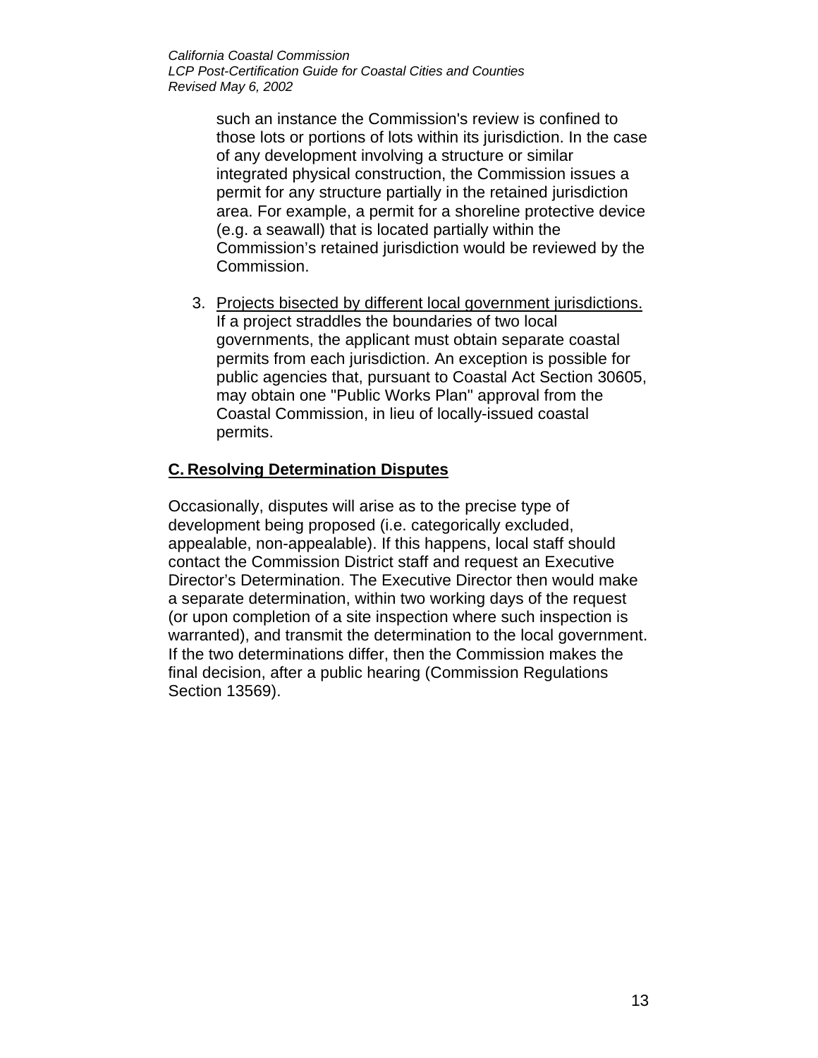such an instance the Commission's review is confined to those lots or portions of lots within its jurisdiction. In the case of any development involving a structure or similar integrated physical construction, the Commission issues a permit for any structure partially in the retained jurisdiction area. For example, a permit for a shoreline protective device (e.g. a seawall) that is located partially within the Commission's retained jurisdiction would be reviewed by the Commission.

3. Projects bisected by different local government jurisdictions. If a project straddles the boundaries of two local governments, the applicant must obtain separate coastal permits from each jurisdiction. An exception is possible for public agencies that, pursuant to Coastal Act Section 30605, may obtain one "Public Works Plan" approval from the Coastal Commission, in lieu of locally-issued coastal permits.

## C. Resolving Determination Disputes

Occasionally, disputes will arise as to the precise type of development being proposed (i.e. categorically excluded, appealable, non-appealable). If this happens, local staff should contact the Commission District staff and request an Executive Director's Determination. The Executive Director then would make a separate determination, within two working days of the request (or upon completion of a site inspection where such inspection is warranted), and transmit the determination to the local government. If the two determinations differ, then the Commission makes the final decision, after a public hearing (Commission Regulations Section 13569).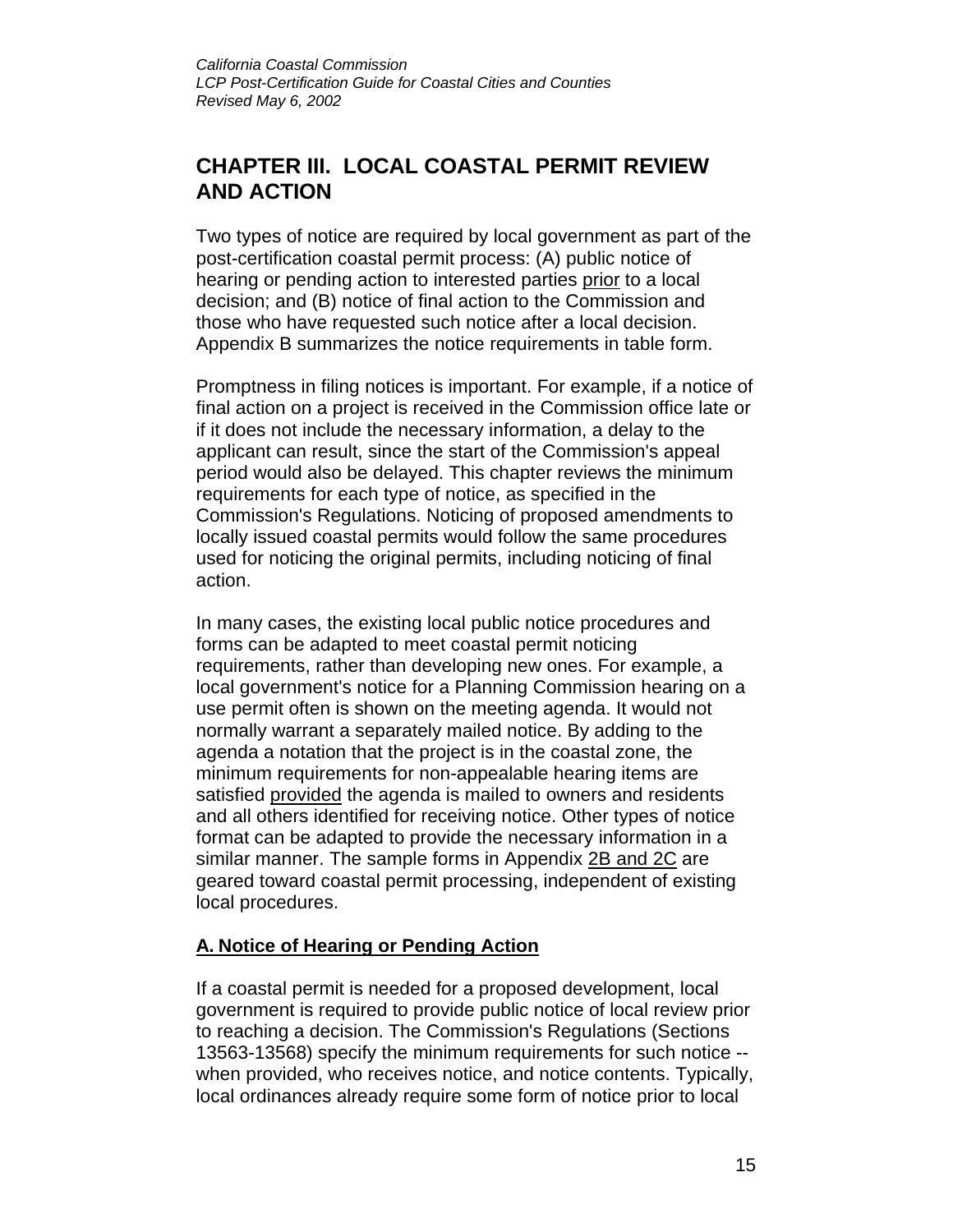## CHAPTER III. LOCAL COASTAL PERMIT REVIEW AND ACTION

Two types of notice are required by local government as part of the post-certification coastal permit process: (A) public notice of hearing or pending action to interested parties <u>prior</u> to a local decision; and (B) notice of final action to the Commission and those who have requested such notice after a local decision. Appendix B summarizes the notice requirements in table form.

Promptness in filing notices is important. For example, if a notice of final action on a project is received in the Commission office late or if it does not include the necessary information, a delay to the applicant can result, since the start of the Commission's appeal period would also be delayed. This chapter reviews the minimum requirements for each type of notice, as specified in the Commission's Regulations. Noticing of proposed amendments to locally issued coastal permits would follow the same procedures used for noticing the original permits, including noticing of final action.

In many cases, the existing local public notice procedures and forms can be adapted to meet coastal permit noticing requirements, rather than developing new ones. For example, a local government's notice for a Planning Commission hearing on a use permit often is shown on the meeting agenda. It would not normally warrant a separately mailed notice. By adding to the agenda a notation that the project is in the coastal zone, the minimum requirements for non-appealable hearing items are satisfied <u>provided</u> the agenda is mailed to owners and residents and all others identified for receiving notice. Other types of notice format can be adapted to provide the necessary information in a similar manner. The sample forms in Appendix <u>2B and 2C</u> are geared toward coastal permit processing, independent of existing local procedures.

### <u>A. Notice of Hearing or Pending Action</u>

If a coastal permit is needed for a proposed development, local government is required to provide public notice of local review prior to reaching a decision. The Commission's Regulations (Sections 13563-13568) specify the minimum requirements for such notice -- when provided, who receives notice, and notice contents. Typically, local ordinances already require some form of notice prior to local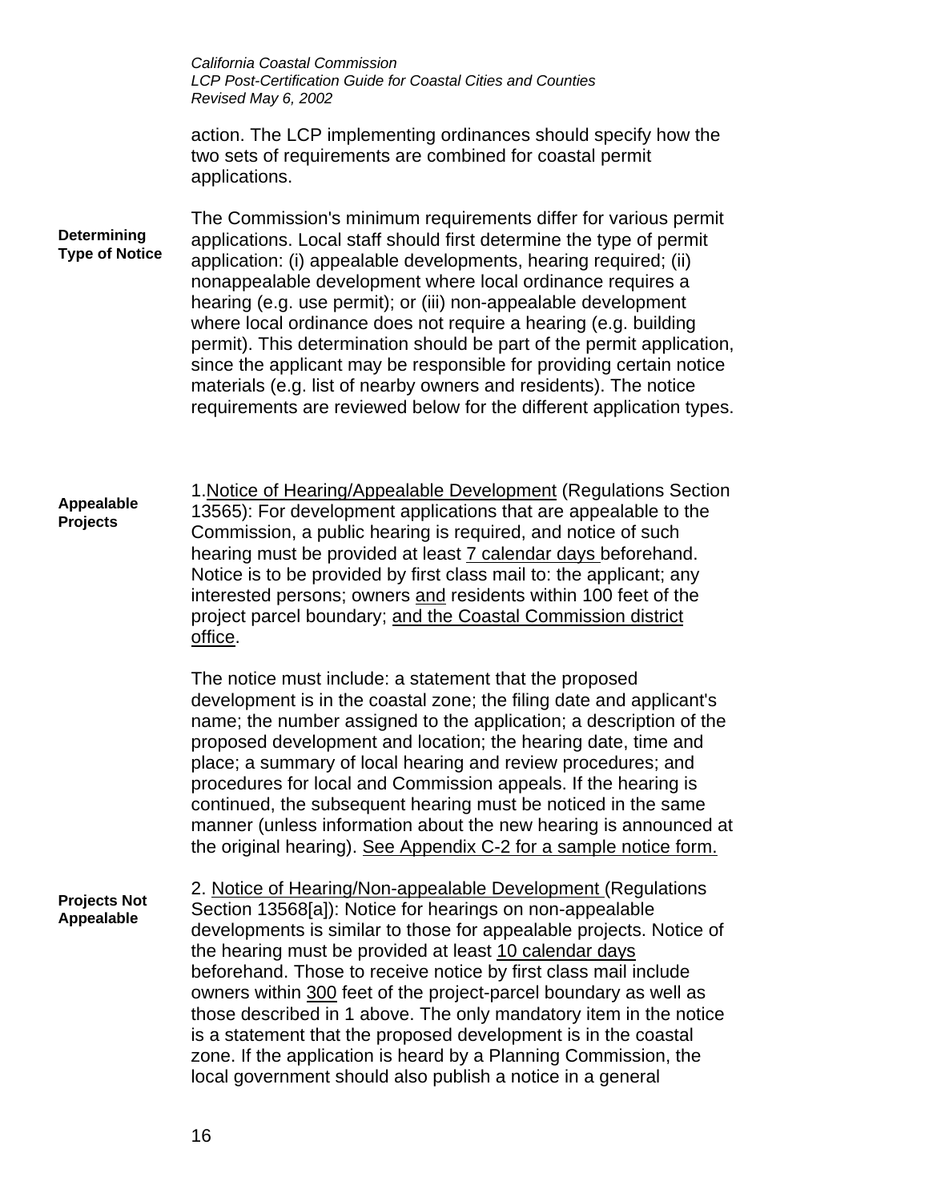action. The LCP implementing ordinances should specify how the two sets of requirements are combined for coastal permit applications.

**Determining Type of Notice**

The Commission's minimum requirements differ for various permit applications. Local staff should first determine the type of permit application: (i) appealable developments, hearing required; (ii) nonappealable development where local ordinance requires a hearing (e.g. use permit); or (iii) non-appealable development where local ordinance does not require a hearing (e.g. building permit). This determination should be part of the permit application, since the applicant may be responsible for providing certain notice materials (e.g. list of nearby owners and residents). The notice requirements are reviewed below for the different application types.

**Appealable Projects**

1. <u>Notice of Hearing/Appealable Development</u> (Regulations Section 13565): For development applications that are appealable to the Commission, a public hearing is required, and notice of such hearing must be provided at least <u>7 calendar days</u> beforehand. Notice is to be provided by first class mail to: the applicant; any interested persons; owners <u>and</u> residents within 100 feet of the project parcel boundary; <u>and the Coastal Commission district office</u>.

The notice must include: a statement that the proposed development is in the coastal zone; the filing date and applicant's name; the number assigned to the application; a description of the proposed development and location; the hearing date, time and place; a summary of local hearing and review procedures; and procedures for local and Commission appeals. If the hearing is continued, the subsequent hearing must be noticed in the same manner (unless information about the new hearing is announced at the original hearing). <u>See Appendix C-2 for a sample notice form.</u>

**Projects Not Appealable**

2. <u>Notice of Hearing/Non-appealable Development</u> (Regulations Section 13568[a]): Notice for hearings on non-appealable developments is similar to those for appealable projects. Notice of the hearing must be provided at least <u>10 calendar days</u> beforehand. Those to receive notice by first class mail include owners within <u>300</u> feet of the project-parcel boundary as well as those described in 1 above. The only mandatory item in the notice is a statement that the proposed development is in the coastal zone. If the application is heard by a Planning Commission, the local government should also publish a notice in a general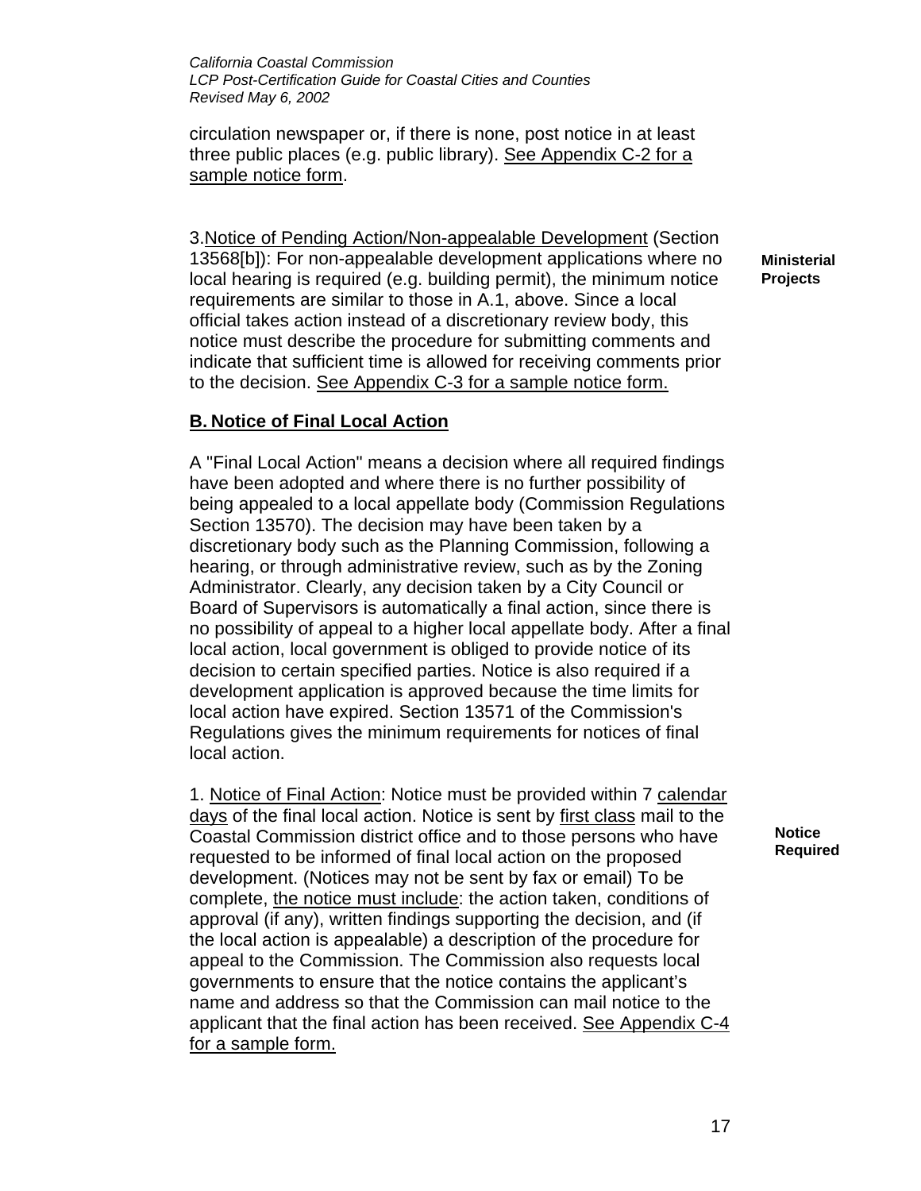circulation newspaper or, if there is none, post notice in at least three public places (e.g. public library). See Appendix C-2 for a sample notice form.

3. Notice of Pending Action/Non-appealable Development (Section 13568[b]): For non-appealable development applications where no local hearing is required (e.g. building permit), the minimum notice requirements are similar to those in A.1, above. Since a local official takes action instead of a discretionary review body, this notice must describe the procedure for submitting comments and indicate that sufficient time is allowed for receiving comments prior to the decision. See Appendix C-3 for a sample notice form.

**Ministerial Projects**

## B. Notice of Final Local Action

A "Final Local Action" means a decision where all required findings have been adopted and where there is no further possibility of being appealed to a local appellate body (Commission Regulations Section 13570). The decision may have been taken by a discretionary body such as the Planning Commission, following a hearing, or through administrative review, such as by the Zoning Administrator. Clearly, any decision taken by a City Council or Board of Supervisors is automatically a final action, since there is no possibility of appeal to a higher local appellate body. After a final local action, local government is obliged to provide notice of its decision to certain specified parties. Notice is also required if a development application is approved because the time limits for local action have expired. Section 13571 of the Commission's Regulations gives the minimum requirements for notices of final local action.

1. Notice of Final Action: Notice must be provided within 7 calendar days of the final local action. Notice is sent by first class mail to the Coastal Commission district office and to those persons who have requested to be informed of final local action on the proposed development. (Notices may not be sent by fax or email) To be complete, the notice must include: the action taken, conditions of approval (if any), written findings supporting the decision, and (if the local action is appealable) a description of the procedure for appeal to the Commission. The Commission also requests local governments to ensure that the notice contains the applicant's name and address so that the Commission can mail notice to the applicant that the final action has been received. See Appendix C-4 for a sample form.

**Notice Required**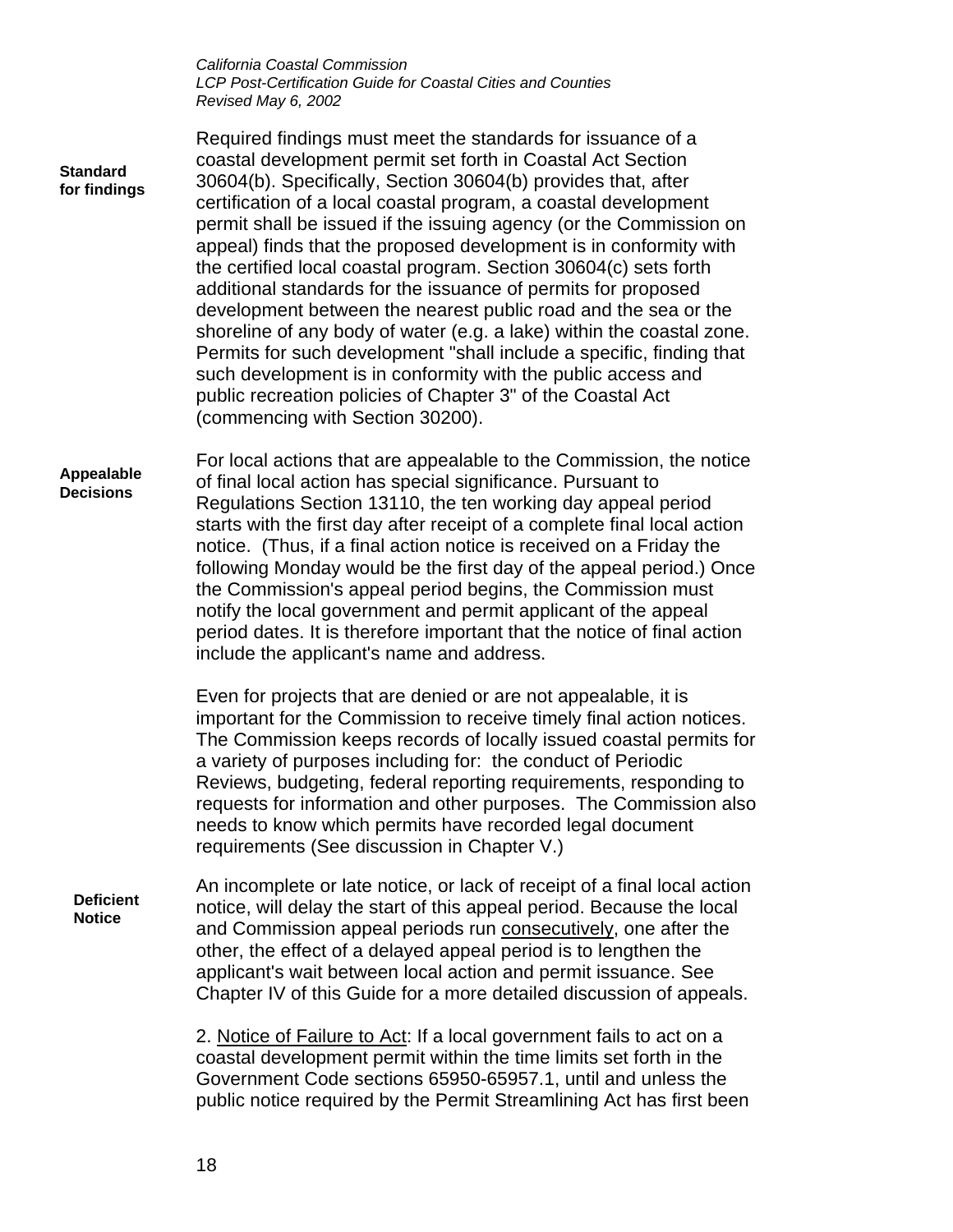**Standard for findings**

Required findings must meet the standards for issuance of a coastal development permit set forth in Coastal Act Section 30604(b). Specifically, Section 30604(b) provides that, after certification of a local coastal program, a coastal development permit shall be issued if the issuing agency (or the Commission on appeal) finds that the proposed development is in conformity with the certified local coastal program. Section 30604(c) sets forth additional standards for the issuance of permits for proposed development between the nearest public road and the sea or the shoreline of any body of water (e.g. a lake) within the coastal zone. Permits for such development "shall include a specific, finding that such development is in conformity with the public access and public recreation policies of Chapter 3" of the Coastal Act (commencing with Section 30200).

**Appealable Decisions**

For local actions that are appealable to the Commission, the notice of final local action has special significance. Pursuant to Regulations Section 13110, the ten working day appeal period starts with the first day after receipt of a complete final local action notice. (Thus, if a final action notice is received on a Friday the following Monday would be the first day of the appeal period.) Once the Commission's appeal period begins, the Commission must notify the local government and permit applicant of the appeal period dates. It is therefore important that the notice of final action include the applicant's name and address.

Even for projects that are denied or are not appealable, it is important for the Commission to receive timely final action notices. The Commission keeps records of locally issued coastal permits for a variety of purposes including for: the conduct of Periodic Reviews, budgeting, federal reporting requirements, responding to requests for information and other purposes. The Commission also needs to know which permits have recorded legal document requirements (See discussion in Chapter V.)

**Deficient Notice**

An incomplete or late notice, or lack of receipt of a final local action notice, will delay the start of this appeal period. Because the local and Commission appeal periods run consecutively, one after the other, the effect of a delayed appeal period is to lengthen the applicant's wait between local action and permit issuance. See Chapter IV of this Guide for a more detailed discussion of appeals.

2. Notice of Failure to Act: If a local government fails to act on a coastal development permit within the time limits set forth in the Government Code sections 65950-65957.1, until and unless the public notice required by the Permit Streamlining Act has first been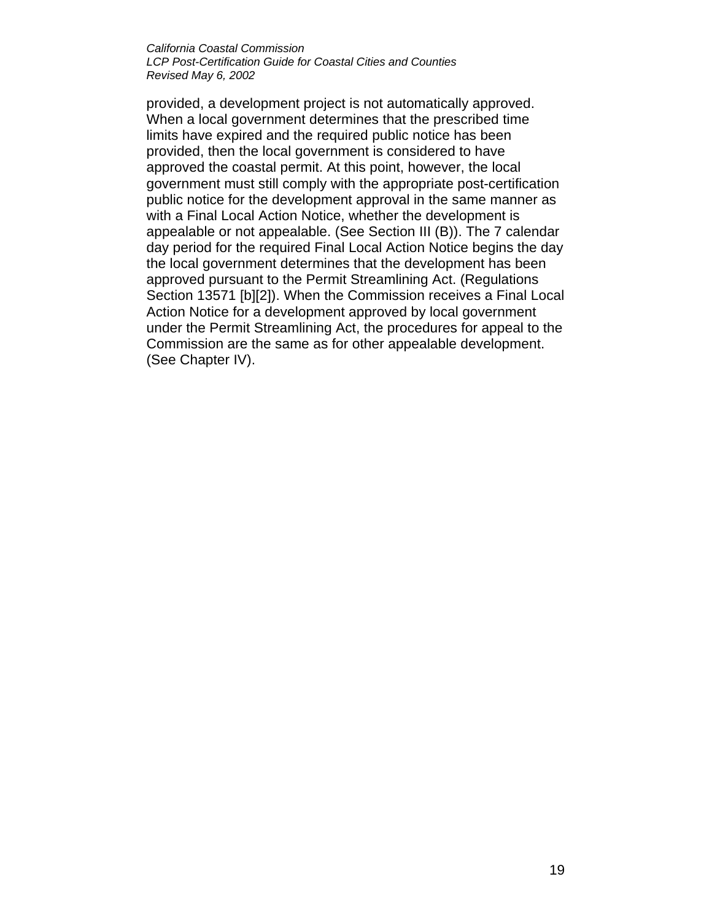provided, a development project is not automatically approved. When a local government determines that the prescribed time limits have expired and the required public notice has been provided, then the local government is considered to have approved the coastal permit. At this point, however, the local government must still comply with the appropriate post-certification public notice for the development approval in the same manner as with a Final Local Action Notice, whether the development is appealable or not appealable. (See Section III (B)). The 7 calendar day period for the required Final Local Action Notice begins the day the local government determines that the development has been approved pursuant to the Permit Streamlining Act. (Regulations Section 13571 [b][2]). When the Commission receives a Final Local Action Notice for a development approved by local government under the Permit Streamlining Act, the procedures for appeal to the Commission are the same as for other appealable development. (See Chapter IV).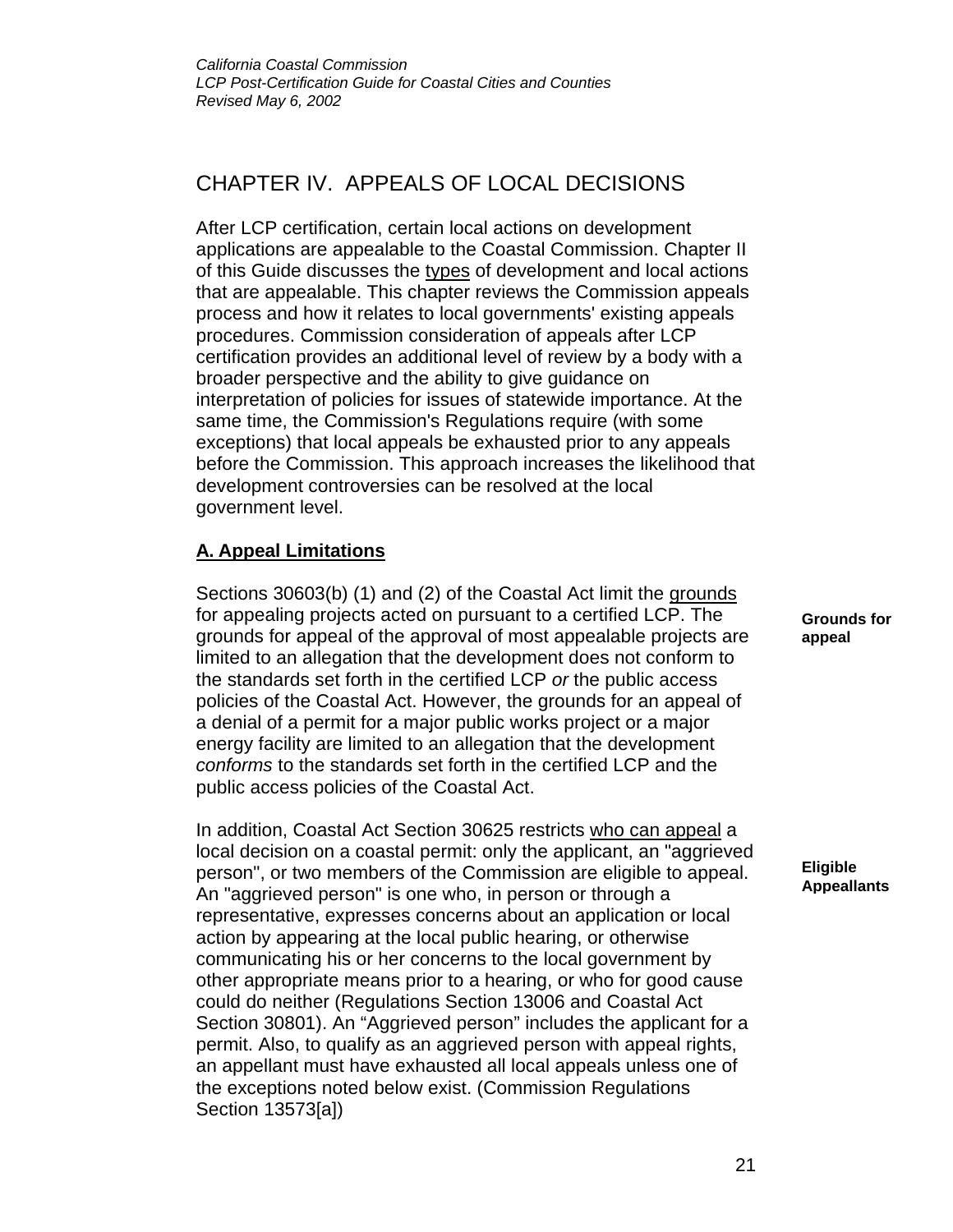# CHAPTER IV. APPEALS OF LOCAL DECISIONS

After LCP certification, certain local actions on development applications are appealable to the Coastal Commission. Chapter II of this Guide discusses the types of development and local actions that are appealable. This chapter reviews the Commission appeals process and how it relates to local governments' existing appeals procedures. Commission consideration of appeals after LCP certification provides an additional level of review by a body with a broader perspective and the ability to give guidance on interpretation of policies for issues of statewide importance. At the same time, the Commission's Regulations require (with some exceptions) that local appeals be exhausted prior to any appeals before the Commission. This approach increases the likelihood that development controversies can be resolved at the local government level.

## A. Appeal Limitations

**Grounds for appeal**

Sections 30603(b) (1) and (2) of the Coastal Act limit the grounds for appealing projects acted on pursuant to a certified LCP. The grounds for appeal of the approval of most appealable projects are limited to an allegation that the development does not conform to the standards set forth in the certified LCP *or* the public access policies of the Coastal Act. However, the grounds for an appeal of a denial of a permit for a major public works project or a major energy facility are limited to an allegation that the development *conforms* to the standards set forth in the certified LCP and the public access policies of the Coastal Act.

**Eligible Appellants**

In addition, Coastal Act Section 30625 restricts who can appeal a local decision on a coastal permit: only the applicant, an "aggrieved person", or two members of the Commission are eligible to appeal. An "aggrieved person" is one who, in person or through a representative, expresses concerns about an application or local action by appearing at the local public hearing, or otherwise communicating his or her concerns to the local government by other appropriate means prior to a hearing, or who for good cause could do neither (Regulations Section 13006 and Coastal Act Section 30801). An "Aggrieved person" includes the applicant for a permit. Also, to qualify as an aggrieved person with appeal rights, an appellant must have exhausted all local appeals unless one of the exceptions noted below exist. (Commission Regulations Section 13573[a])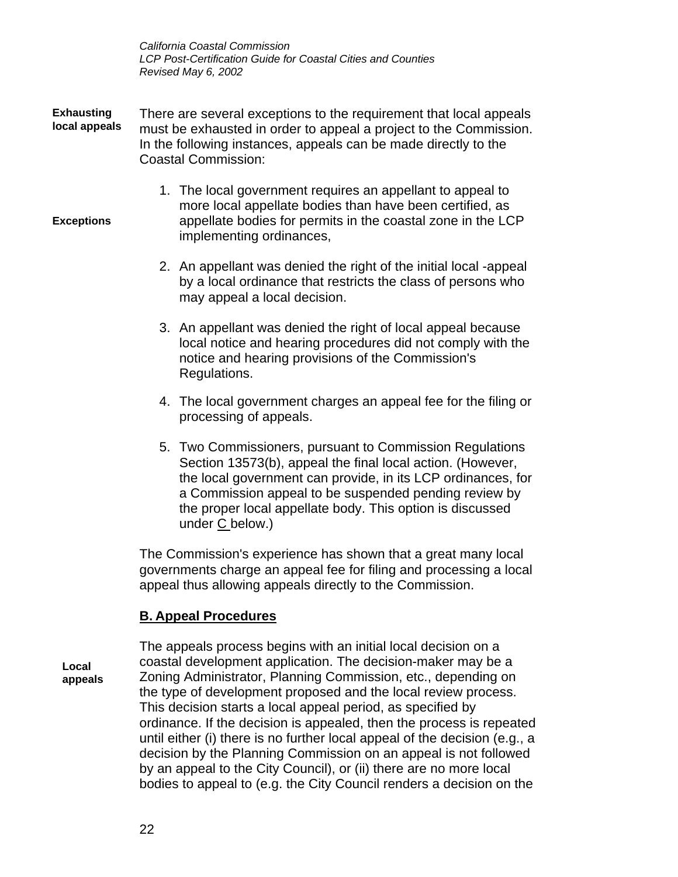**Exhausting local appeals**

There are several exceptions to the requirement that local appeals must be exhausted in order to appeal a project to the Commission. In the following instances, appeals can be made directly to the Coastal Commission:

**Exceptions**

1. The local government requires an appellant to appeal to more local appellate bodies than have been certified, as appellate bodies for permits in the coastal zone in the LCP implementing ordinances,
2. An appellant was denied the right of the initial local -appeal by a local ordinance that restricts the class of persons who may appeal a local decision.
3. An appellant was denied the right of local appeal because local notice and hearing procedures did not comply with the notice and hearing provisions of the Commission's Regulations.
4. The local government charges an appeal fee for the filing or processing of appeals.
5. Two Commissioners, pursuant to Commission Regulations Section 13573(b), appeal the final local action. (However, the local government can provide, in its LCP ordinances, for a Commission appeal to be suspended pending review by the proper local appellate body. This option is discussed under C below.)

The Commission's experience has shown that a great many local governments charge an appeal fee for filing and processing a local appeal thus allowing appeals directly to the Commission.

## B. Appeal Procedures

**Local appeals**

The appeals process begins with an initial local decision on a coastal development application. The decision-maker may be a Zoning Administrator, Planning Commission, etc., depending on the type of development proposed and the local review process. This decision starts a local appeal period, as specified by ordinance. If the decision is appealed, then the process is repeated until either (i) there is no further local appeal of the decision (e.g., a decision by the Planning Commission on an appeal is not followed by an appeal to the City Council), or (ii) there are no more local bodies to appeal to (e.g. the City Council renders a decision on the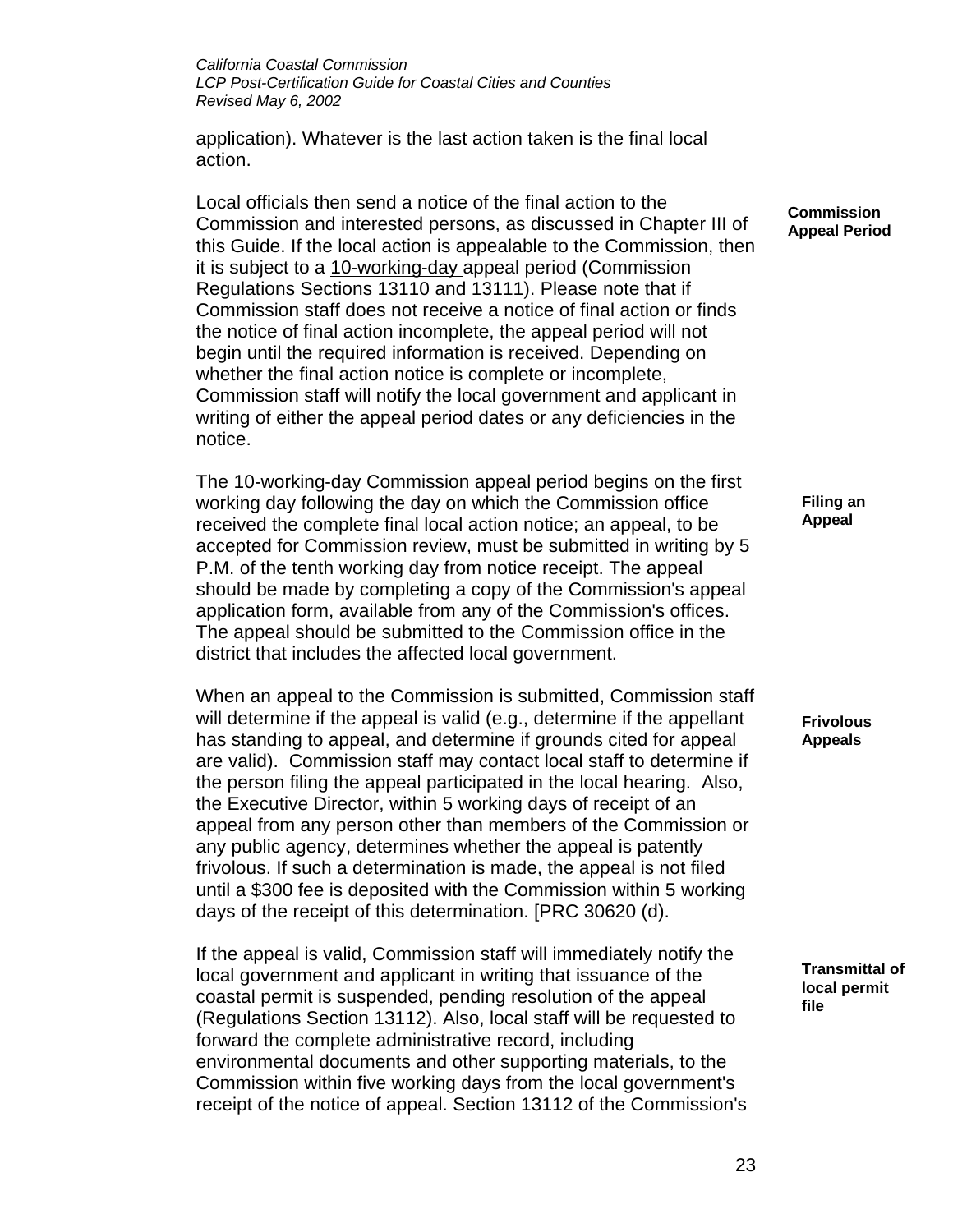application). Whatever is the last action taken is the final local action.

**Commission Appeal Period**

Local officials then send a notice of the final action to the Commission and interested persons, as discussed in Chapter III of this Guide. If the local action is appealable to the Commission, then it is subject to a 10-working-day appeal period (Commission Regulations Sections 13110 and 13111). Please note that if Commission staff does not receive a notice of final action or finds the notice of final action incomplete, the appeal period will not begin until the required information is received. Depending on whether the final action notice is complete or incomplete, Commission staff will notify the local government and applicant in writing of either the appeal period dates or any deficiencies in the notice.

**Filing an Appeal**

The 10-working-day Commission appeal period begins on the first working day following the day on which the Commission office received the complete final local action notice; an appeal, to be accepted for Commission review, must be submitted in writing by 5 P.M. of the tenth working day from notice receipt. The appeal should be made by completing a copy of the Commission's appeal application form, available from any of the Commission's offices. The appeal should be submitted to the Commission office in the district that includes the affected local government.

**Frivolous Appeals**

When an appeal to the Commission is submitted, Commission staff will determine if the appeal is valid (e.g., determine if the appellant has standing to appeal, and determine if grounds cited for appeal are valid). Commission staff may contact local staff to determine if the person filing the appeal participated in the local hearing. Also, the Executive Director, within 5 working days of receipt of an appeal from any person other than members of the Commission or any public agency, determines whether the appeal is patently frivolous. If such a determination is made, the appeal is not filed until a $300 fee is deposited with the Commission within 5 working days of the receipt of this determination. [PRC 30620 (d).

**Transmittal of local permit file**

If the appeal is valid, Commission staff will immediately notify the local government and applicant in writing that issuance of the coastal permit is suspended, pending resolution of the appeal (Regulations Section 13112). Also, local staff will be requested to forward the complete administrative record, including environmental documents and other supporting materials, to the Commission within five working days from the local government's receipt of the notice of appeal. Section 13112 of the Commission's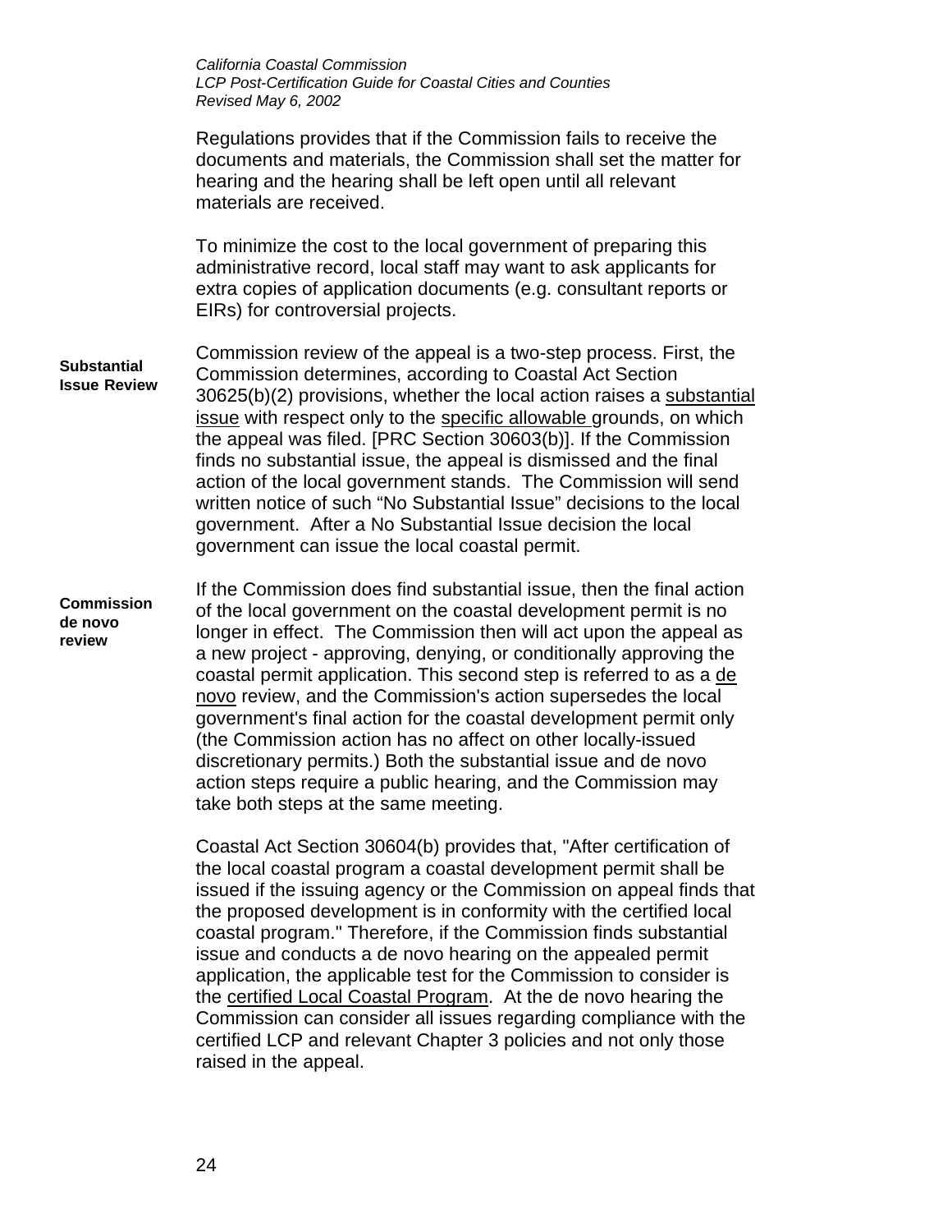Regulations provides that if the Commission fails to receive the documents and materials, the Commission shall set the matter for hearing and the hearing shall be left open until all relevant materials are received.

To minimize the cost to the local government of preparing this administrative record, local staff may want to ask applicants for extra copies of application documents (e.g. consultant reports or EIRs) for controversial projects.

**Substantial Issue Review**

Commission review of the appeal is a two-step process. First, the Commission determines, according to Coastal Act Section 30625(b)(2) provisions, whether the local action raises a <u>substantial issue</u> with respect only to the <u>specific allowable</u> grounds, on which the appeal was filed. [PRC Section 30603(b)]. If the Commission finds no substantial issue, the appeal is dismissed and the final action of the local government stands. The Commission will send written notice of such "No Substantial Issue" decisions to the local government. After a No Substantial Issue decision the local government can issue the local coastal permit.

**Commission de novo review**

If the Commission does find substantial issue, then the final action of the local government on the coastal development permit is no longer in effect. The Commission then will act upon the appeal as a new project - approving, denying, or conditionally approving the coastal permit application. This second step is referred to as a <u>de novo</u> review, and the Commission's action supersedes the local government's final action for the coastal development permit only (the Commission action has no affect on other locally-issued discretionary permits.) Both the substantial issue and de novo action steps require a public hearing, and the Commission may take both steps at the same meeting.

Coastal Act Section 30604(b) provides that, "After certification of the local coastal program a coastal development permit shall be issued if the issuing agency or the Commission on appeal finds that the proposed development is in conformity with the certified local coastal program." Therefore, if the Commission finds substantial issue and conducts a de novo hearing on the appealed permit application, the applicable test for the Commission to consider is the <u>certified Local Coastal Program</u>. At the de novo hearing the Commission can consider all issues regarding compliance with the certified LCP and relevant Chapter 3 policies and not only those raised in the appeal.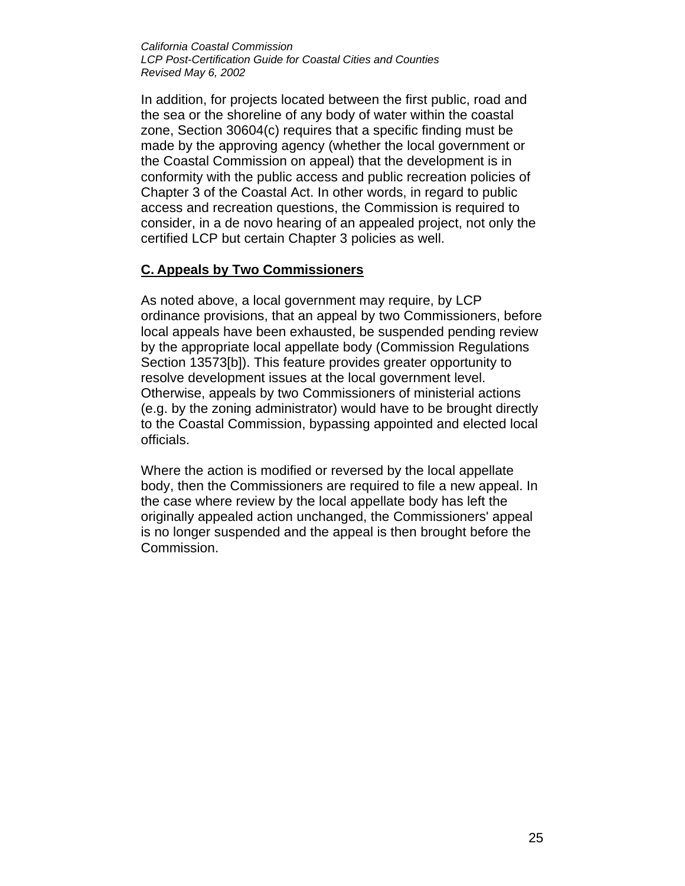In addition, for projects located between the first public, road and the sea or the shoreline of any body of water within the coastal zone, Section 30604(c) requires that a specific finding must be made by the approving agency (whether the local government or the Coastal Commission on appeal) that the development is in conformity with the public access and public recreation policies of Chapter 3 of the Coastal Act. In other words, in regard to public access and recreation questions, the Commission is required to consider, in a de novo hearing of an appealed project, not only the certified LCP but certain Chapter 3 policies as well.

## C. Appeals by Two Commissioners

As noted above, a local government may require, by LCP ordinance provisions, that an appeal by two Commissioners, before local appeals have been exhausted, be suspended pending review by the appropriate local appellate body (Commission Regulations Section 13573[b]). This feature provides greater opportunity to resolve development issues at the local government level. Otherwise, appeals by two Commissioners of ministerial actions (e.g. by the zoning administrator) would have to be brought directly to the Coastal Commission, bypassing appointed and elected local officials.

Where the action is modified or reversed by the local appellate body, then the Commissioners are required to file a new appeal. In the case where review by the local appellate body has left the originally appealed action unchanged, the Commissioners' appeal is no longer suspended and the appeal is then brought before the Commission.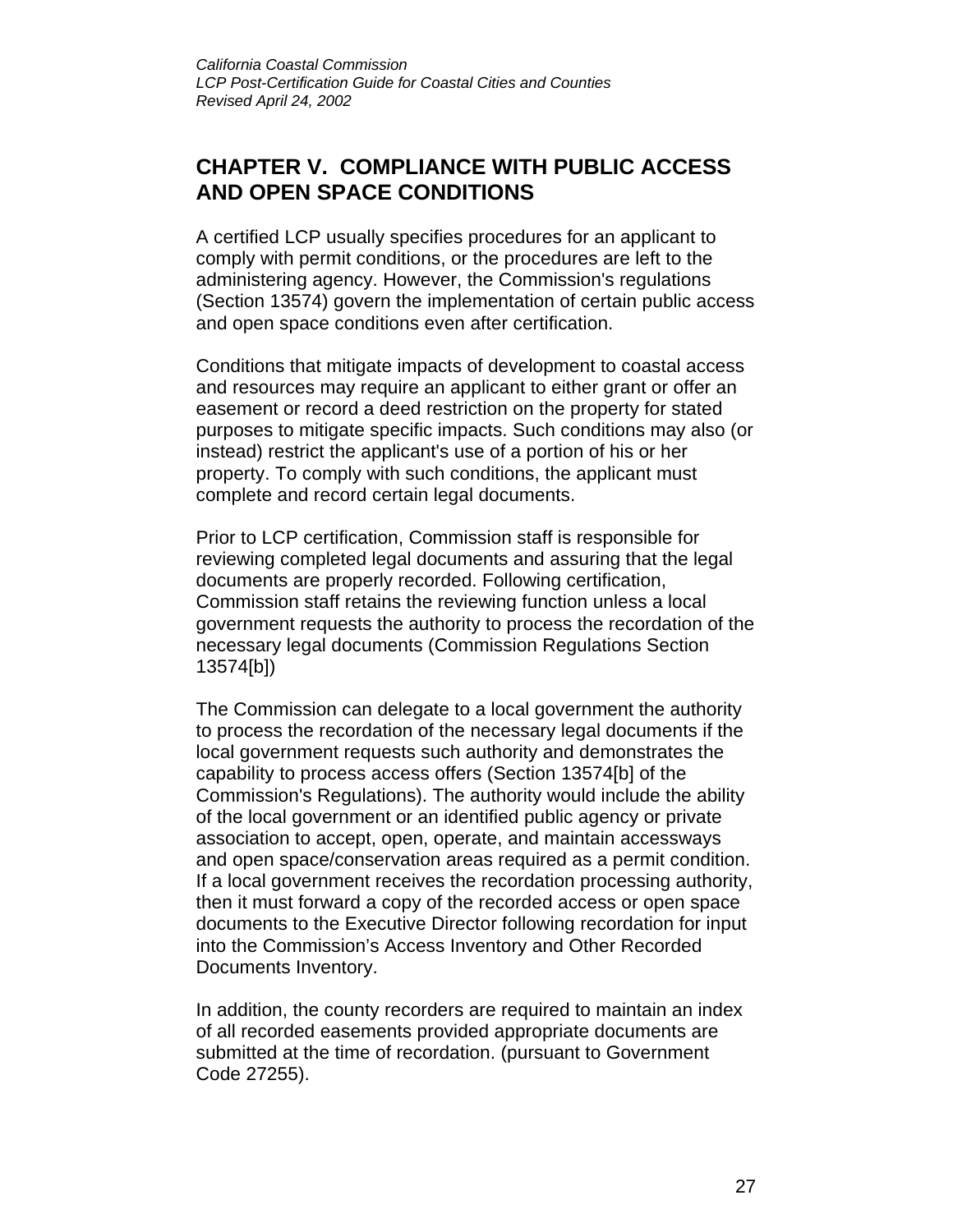# CHAPTER V. COMPLIANCE WITH PUBLIC ACCESS AND OPEN SPACE CONDITIONS

A certified LCP usually specifies procedures for an applicant to comply with permit conditions, or the procedures are left to the administering agency. However, the Commission's regulations (Section 13574) govern the implementation of certain public access and open space conditions even after certification.

Conditions that mitigate impacts of development to coastal access and resources may require an applicant to either grant or offer an easement or record a deed restriction on the property for stated purposes to mitigate specific impacts. Such conditions may also (or instead) restrict the applicant's use of a portion of his or her property. To comply with such conditions, the applicant must complete and record certain legal documents.

Prior to LCP certification, Commission staff is responsible for reviewing completed legal documents and assuring that the legal documents are properly recorded. Following certification, Commission staff retains the reviewing function unless a local government requests the authority to process the recordation of the necessary legal documents (Commission Regulations Section 13574[b])

The Commission can delegate to a local government the authority to process the recordation of the necessary legal documents if the local government requests such authority and demonstrates the capability to process access offers (Section 13574[b] of the Commission's Regulations). The authority would include the ability of the local government or an identified public agency or private association to accept, open, operate, and maintain accessways and open space/conservation areas required as a permit condition. If a local government receives the recordation processing authority, then it must forward a copy of the recorded access or open space documents to the Executive Director following recordation for input into the Commission's Access Inventory and Other Recorded Documents Inventory.

In addition, the county recorders are required to maintain an index of all recorded easements provided appropriate documents are submitted at the time of recordation. (pursuant to Government Code 27255).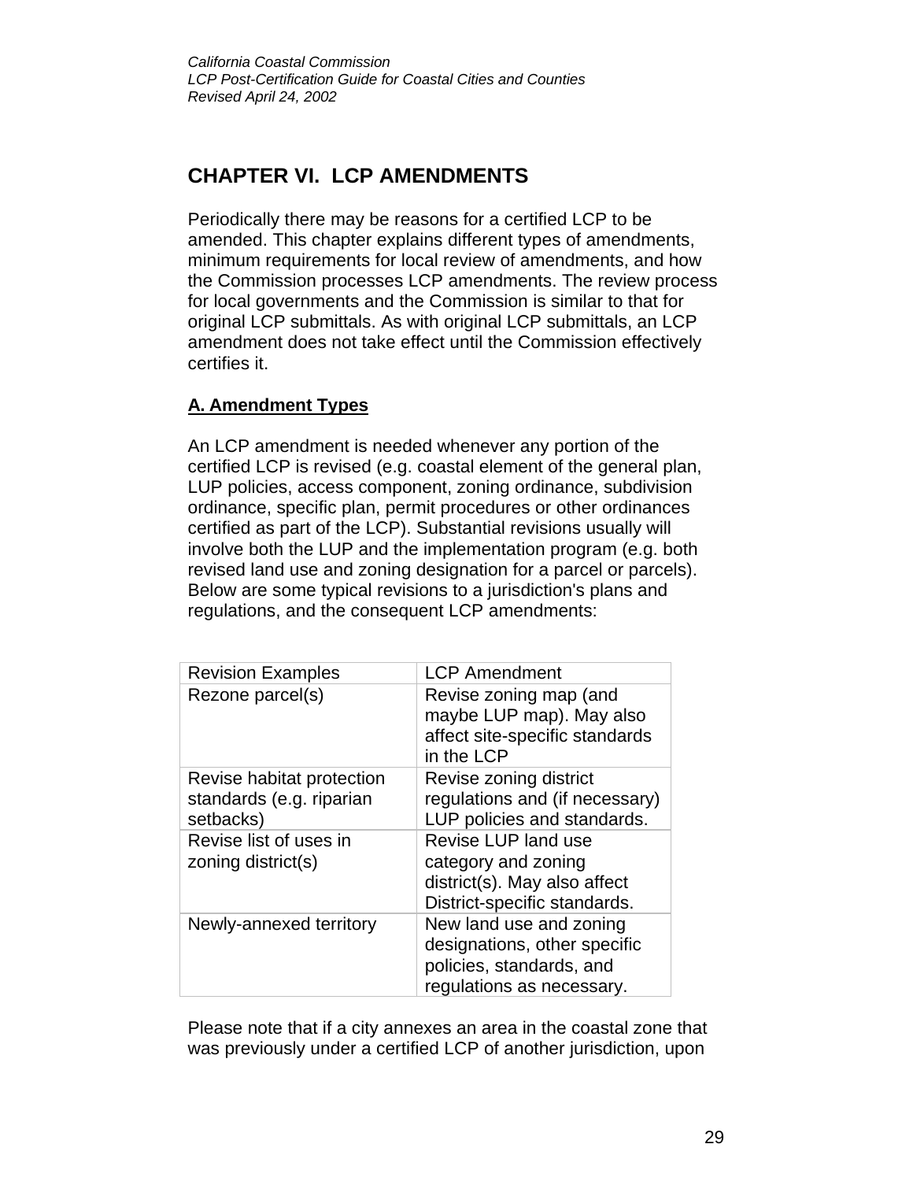# CHAPTER VI. LCP AMENDMENTS

Periodically there may be reasons for a certified LCP to be amended. This chapter explains different types of amendments, minimum requirements for local review of amendments, and how the Commission processes LCP amendments. The review process for local governments and the Commission is similar to that for original LCP submittals. As with original LCP submittals, an LCP amendment does not take effect until the Commission effectively certifies it.

## A. Amendment Types

An LCP amendment is needed whenever any portion of the certified LCP is revised (e.g. coastal element of the general plan, LUP policies, access component, zoning ordinance, subdivision ordinance, specific plan, permit procedures or other ordinances certified as part of the LCP). Substantial revisions usually will involve both the LUP and the implementation program (e.g. both revised land use and zoning designation for a parcel or parcels). Below are some typical revisions to a jurisdiction's plans and regulations, and the consequent LCP amendments:

| Revision Examples | LCP Amendment |
| --- | --- |
| Rezone parcel(s) | Revise zoning map (and maybe LUP map). May also affect site-specific standards in the LCP |
| Revise habitat protection standards (e.g. riparian setbacks) | Revise zoning district regulations and (if necessary) LUP policies and standards. |
| Revise list of uses in zoning district(s) | Revise LUP land use category and zoning district(s). May also affect District-specific standards. |
| Newly-annexed territory | New land use and zoning designations, other specific policies, standards, and regulations as necessary. |

Please note that if a city annexes an area in the coastal zone that was previously under a certified LCP of another jurisdiction, upon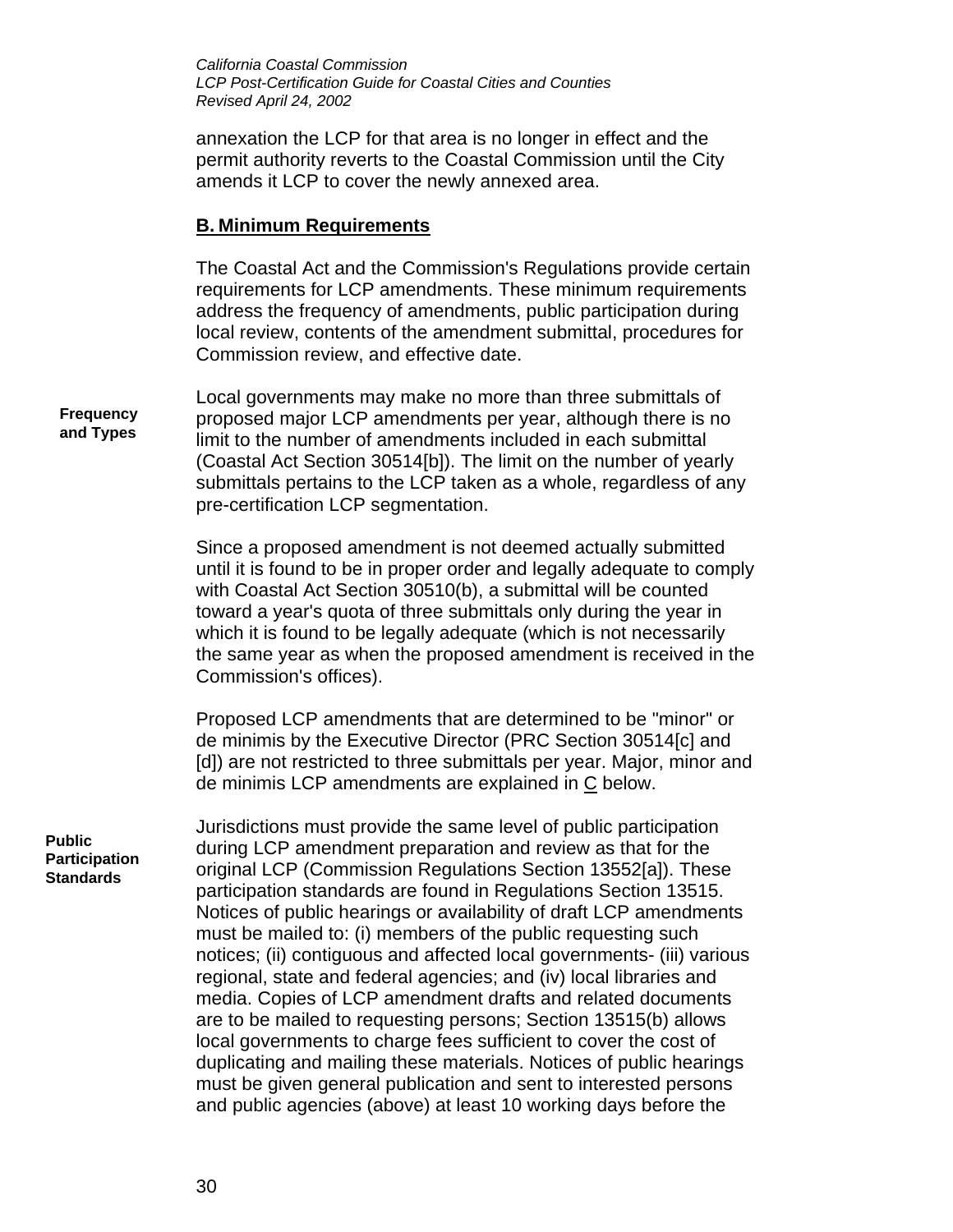annexation the LCP for that area is no longer in effect and the permit authority reverts to the Coastal Commission until the City amends it LCP to cover the newly annexed area.

## B. Minimum Requirements

The Coastal Act and the Commission's Regulations provide certain requirements for LCP amendments. These minimum requirements address the frequency of amendments, public participation during local review, contents of the amendment submittal, procedures for Commission review, and effective date.

**Frequency and Types**

Local governments may make no more than three submittals of proposed major LCP amendments per year, although there is no limit to the number of amendments included in each submittal (Coastal Act Section 30514[b]). The limit on the number of yearly submittals pertains to the LCP taken as a whole, regardless of any pre-certification LCP segmentation.

Since a proposed amendment is not deemed actually submitted until it is found to be in proper order and legally adequate to comply with Coastal Act Section 30510(b), a submittal will be counted toward a year's quota of three submittals only during the year in which it is found to be legally adequate (which is not necessarily the same year as when the proposed amendment is received in the Commission's offices).

Proposed LCP amendments that are determined to be "minor" or de minimis by the Executive Director (PRC Section 30514[c] and [d]) are not restricted to three submittals per year. Major, minor and de minimis LCP amendments are explained in C below.

**Public Participation Standards**

Jurisdictions must provide the same level of public participation during LCP amendment preparation and review as that for the original LCP (Commission Regulations Section 13552[a]). These participation standards are found in Regulations Section 13515. Notices of public hearings or availability of draft LCP amendments must be mailed to: (i) members of the public requesting such notices; (ii) contiguous and affected local governments- (iii) various regional, state and federal agencies; and (iv) local libraries and media. Copies of LCP amendment drafts and related documents are to be mailed to requesting persons; Section 13515(b) allows local governments to charge fees sufficient to cover the cost of duplicating and mailing these materials. Notices of public hearings must be given general publication and sent to interested persons and public agencies (above) at least 10 working days before the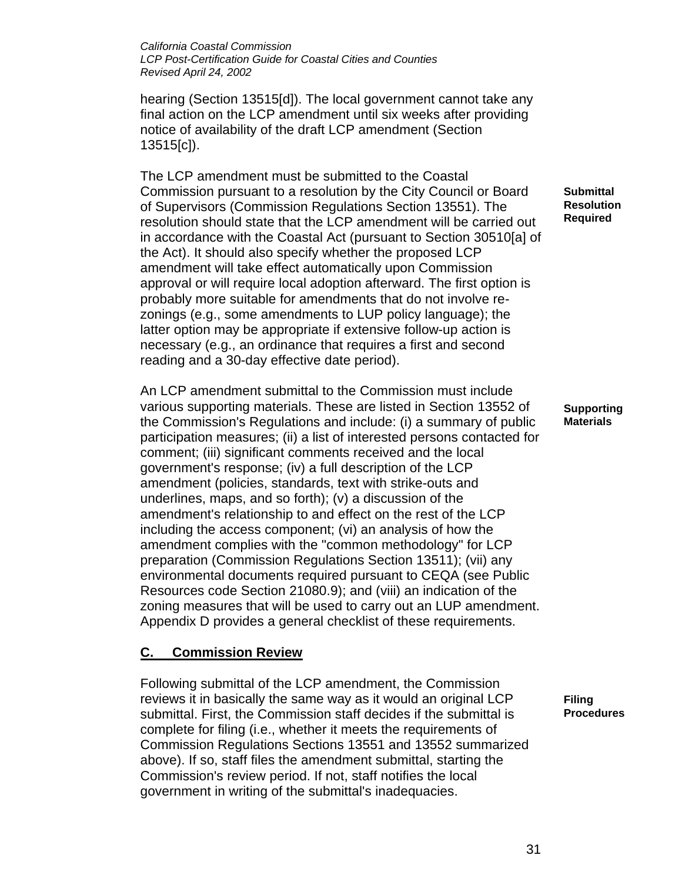hearing (Section 13515[d]). The local government cannot take any final action on the LCP amendment until six weeks after providing notice of availability of the draft LCP amendment (Section 13515[c]).

**Submittal Resolution Required**

The LCP amendment must be submitted to the Coastal Commission pursuant to a resolution by the City Council or Board of Supervisors (Commission Regulations Section 13551). The resolution should state that the LCP amendment will be carried out in accordance with the Coastal Act (pursuant to Section 30510[a] of the Act). It should also specify whether the proposed LCP amendment will take effect automatically upon Commission approval or will require local adoption afterward. The first option is probably more suitable for amendments that do not involve re-zonings (e.g., some amendments to LUP policy language); the latter option may be appropriate if extensive follow-up action is necessary (e.g., an ordinance that requires a first and second reading and a 30-day effective date period).

**Supporting Materials**

An LCP amendment submittal to the Commission must include various supporting materials. These are listed in Section 13552 of the Commission's Regulations and include: (i) a summary of public participation measures; (ii) a list of interested persons contacted for comment; (iii) significant comments received and the local government's response; (iv) a full description of the LCP amendment (policies, standards, text with strike-outs and underlines, maps, and so forth); (v) a discussion of the amendment's relationship to and effect on the rest of the LCP including the access component; (vi) an analysis of how the amendment complies with the "common methodology" for LCP preparation (Commission Regulations Section 13511); (vii) any environmental documents required pursuant to CEQA (see Public Resources code Section 21080.9); and (viii) an indication of the zoning measures that will be used to carry out an LUP amendment. Appendix D provides a general checklist of these requirements.

## C. Commission Review

**Filing Procedures**

Following submittal of the LCP amendment, the Commission reviews it in basically the same way as it would an original LCP submittal. First, the Commission staff decides if the submittal is complete for filing (i.e., whether it meets the requirements of Commission Regulations Sections 13551 and 13552 summarized above). If so, staff files the amendment submittal, starting the Commission's review period. If not, staff notifies the local government in writing of the submittal's inadequacies.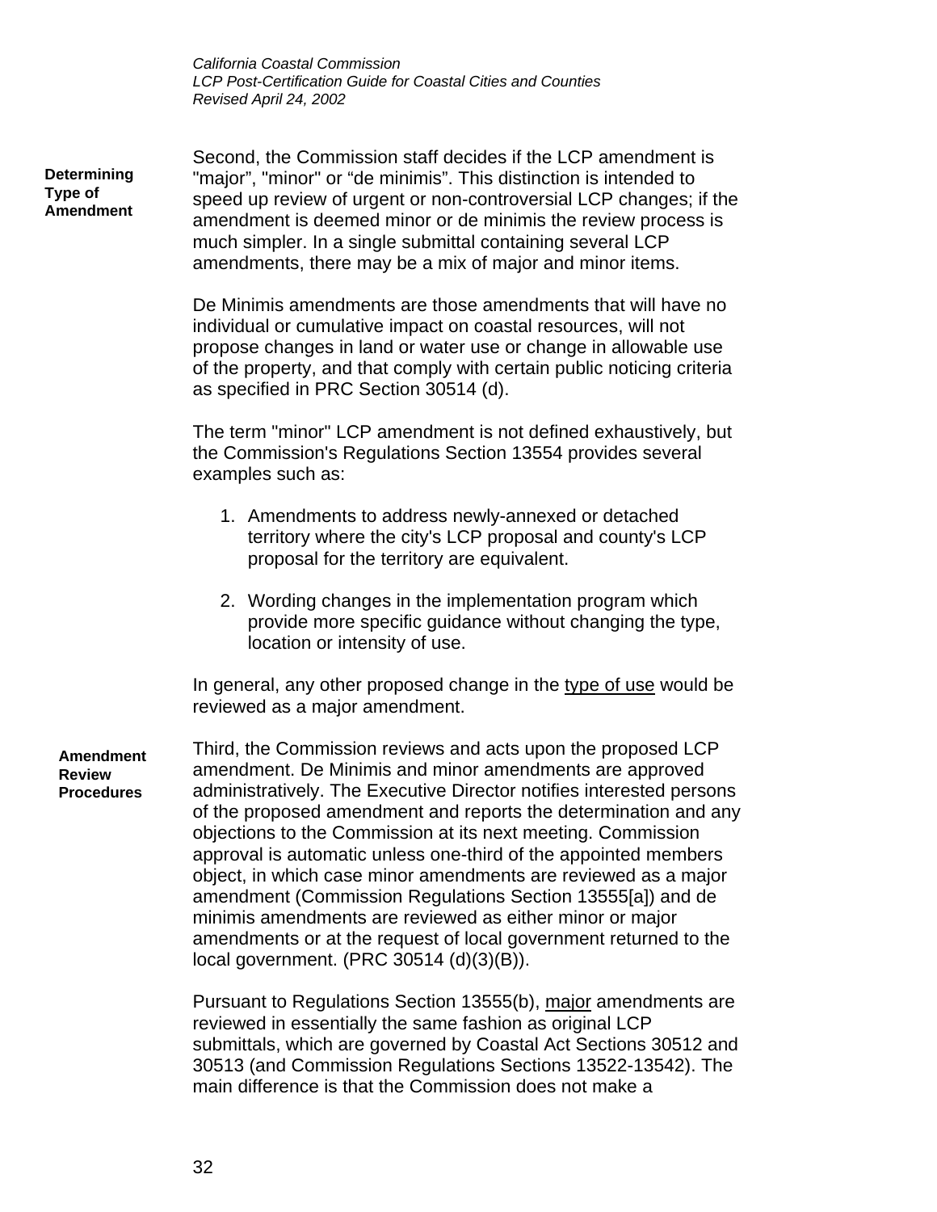**Determining Type of Amendment**

Second, the Commission staff decides if the LCP amendment is "major", "minor" or "de minimis". This distinction is intended to speed up review of urgent or non-controversial LCP changes; if the amendment is deemed minor or de minimis the review process is much simpler. In a single submittal containing several LCP amendments, there may be a mix of major and minor items.

De Minimis amendments are those amendments that will have no individual or cumulative impact on coastal resources, will not propose changes in land or water use or change in allowable use of the property, and that comply with certain public noticing criteria as specified in PRC Section 30514 (d).

The term "minor" LCP amendment is not defined exhaustively, but the Commission's Regulations Section 13554 provides several examples such as:

1. Amendments to address newly-annexed or detached territory where the city's LCP proposal and county's LCP proposal for the territory are equivalent.

2. Wording changes in the implementation program which provide more specific guidance without changing the type, location or intensity of use.

In general, any other proposed change in the <u>type of use</u> would be reviewed as a major amendment.

**Amendment Review Procedures**

Third, the Commission reviews and acts upon the proposed LCP amendment. De Minimis and minor amendments are approved administratively. The Executive Director notifies interested persons of the proposed amendment and reports the determination and any objections to the Commission at its next meeting. Commission approval is automatic unless one-third of the appointed members object, in which case minor amendments are reviewed as a major amendment (Commission Regulations Section 13555[a]) and de minimis amendments are reviewed as either minor or major amendments or at the request of local government returned to the local government. (PRC 30514 (d)(3)(B)).

Pursuant to Regulations Section 13555(b), <u>major</u> amendments are reviewed in essentially the same fashion as original LCP submittals, which are governed by Coastal Act Sections 30512 and 30513 (and Commission Regulations Sections 13522-13542). The main difference is that the Commission does not make a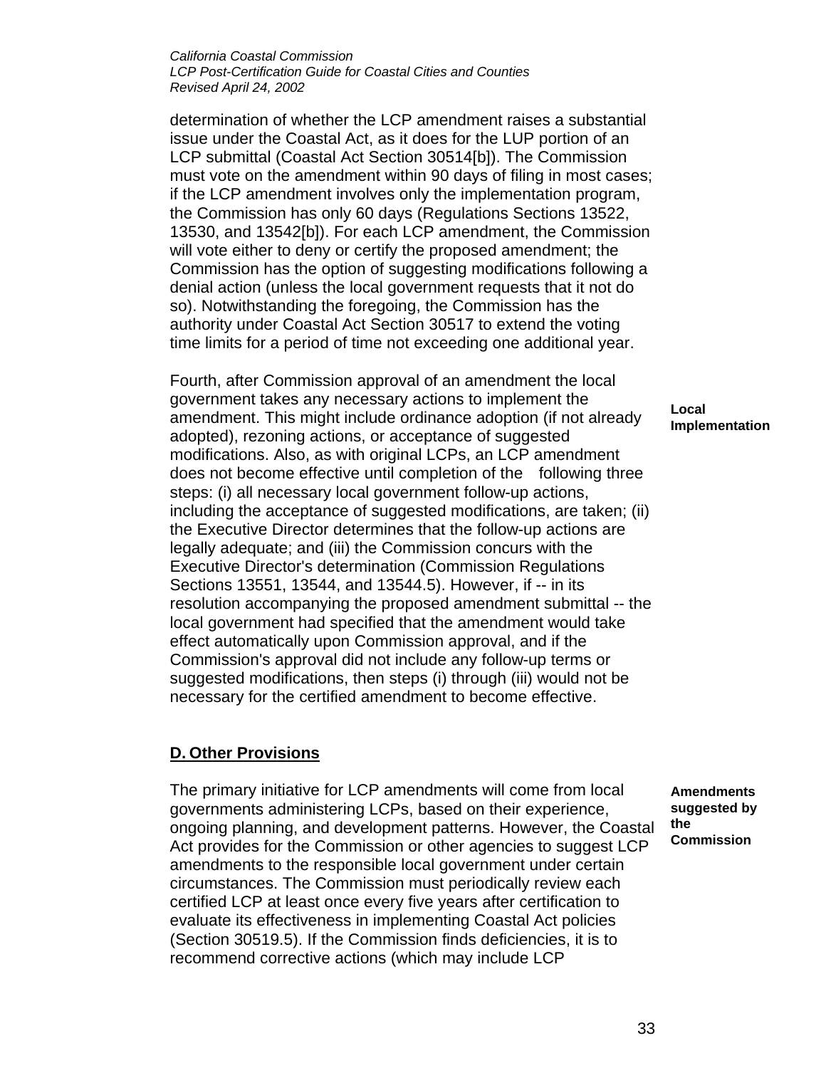determination of whether the LCP amendment raises a substantial issue under the Coastal Act, as it does for the LUP portion of an LCP submittal (Coastal Act Section 30514[b]). The Commission must vote on the amendment within 90 days of filing in most cases; if the LCP amendment involves only the implementation program, the Commission has only 60 days (Regulations Sections 13522, 13530, and 13542[b]). For each LCP amendment, the Commission will vote either to deny or certify the proposed amendment; the Commission has the option of suggesting modifications following a denial action (unless the local government requests that it not do so). Notwithstanding the foregoing, the Commission has the authority under Coastal Act Section 30517 to extend the voting time limits for a period of time not exceeding one additional year.

**Local Implementation**

Fourth, after Commission approval of an amendment the local government takes any necessary actions to implement the amendment. This might include ordinance adoption (if not already adopted), rezoning actions, or acceptance of suggested modifications. Also, as with original LCPs, an LCP amendment does not become effective until completion of the following three steps: (i) all necessary local government follow-up actions, including the acceptance of suggested modifications, are taken; (ii) the Executive Director determines that the follow-up actions are legally adequate; and (iii) the Commission concurs with the Executive Director's determination (Commission Regulations Sections 13551, 13544, and 13544.5). However, if -- in its resolution accompanying the proposed amendment submittal -- the local government had specified that the amendment would take effect automatically upon Commission approval, and if the Commission's approval did not include any follow-up terms or suggested modifications, then steps (i) through (iii) would not be necessary for the certified amendment to become effective.

## D. Other Provisions

**Amendments suggested by the Commission**

The primary initiative for LCP amendments will come from local governments administering LCPs, based on their experience, ongoing planning, and development patterns. However, the Coastal Act provides for the Commission or other agencies to suggest LCP amendments to the responsible local government under certain circumstances. The Commission must periodically review each certified LCP at least once every five years after certification to evaluate its effectiveness in implementing Coastal Act policies (Section 30519.5). If the Commission finds deficiencies, it is to recommend corrective actions (which may include LCP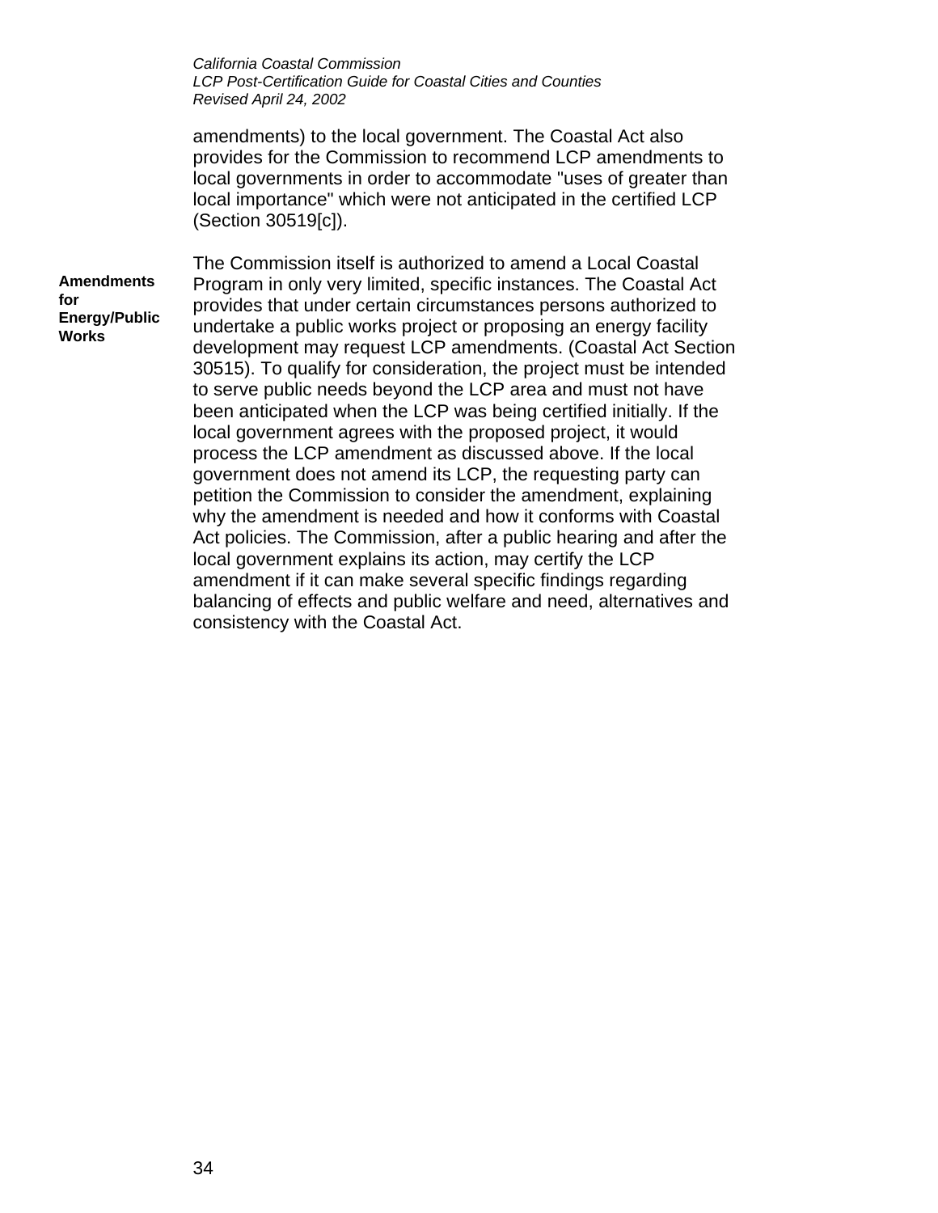amendments) to the local government. The Coastal Act also provides for the Commission to recommend LCP amendments to local governments in order to accommodate "uses of greater than local importance" which were not anticipated in the certified LCP (Section 30519[c]).

**Amendments for Energy/Public Works**

The Commission itself is authorized to amend a Local Coastal Program in only very limited, specific instances. The Coastal Act provides that under certain circumstances persons authorized to undertake a public works project or proposing an energy facility development may request LCP amendments. (Coastal Act Section 30515). To qualify for consideration, the project must be intended to serve public needs beyond the LCP area and must not have been anticipated when the LCP was being certified initially. If the local government agrees with the proposed project, it would process the LCP amendment as discussed above. If the local government does not amend its LCP, the requesting party can petition the Commission to consider the amendment, explaining why the amendment is needed and how it conforms with Coastal Act policies. The Commission, after a public hearing and after the local government explains its action, may certify the LCP amendment if it can make several specific findings regarding balancing of effects and public welfare and need, alternatives and consistency with the Coastal Act.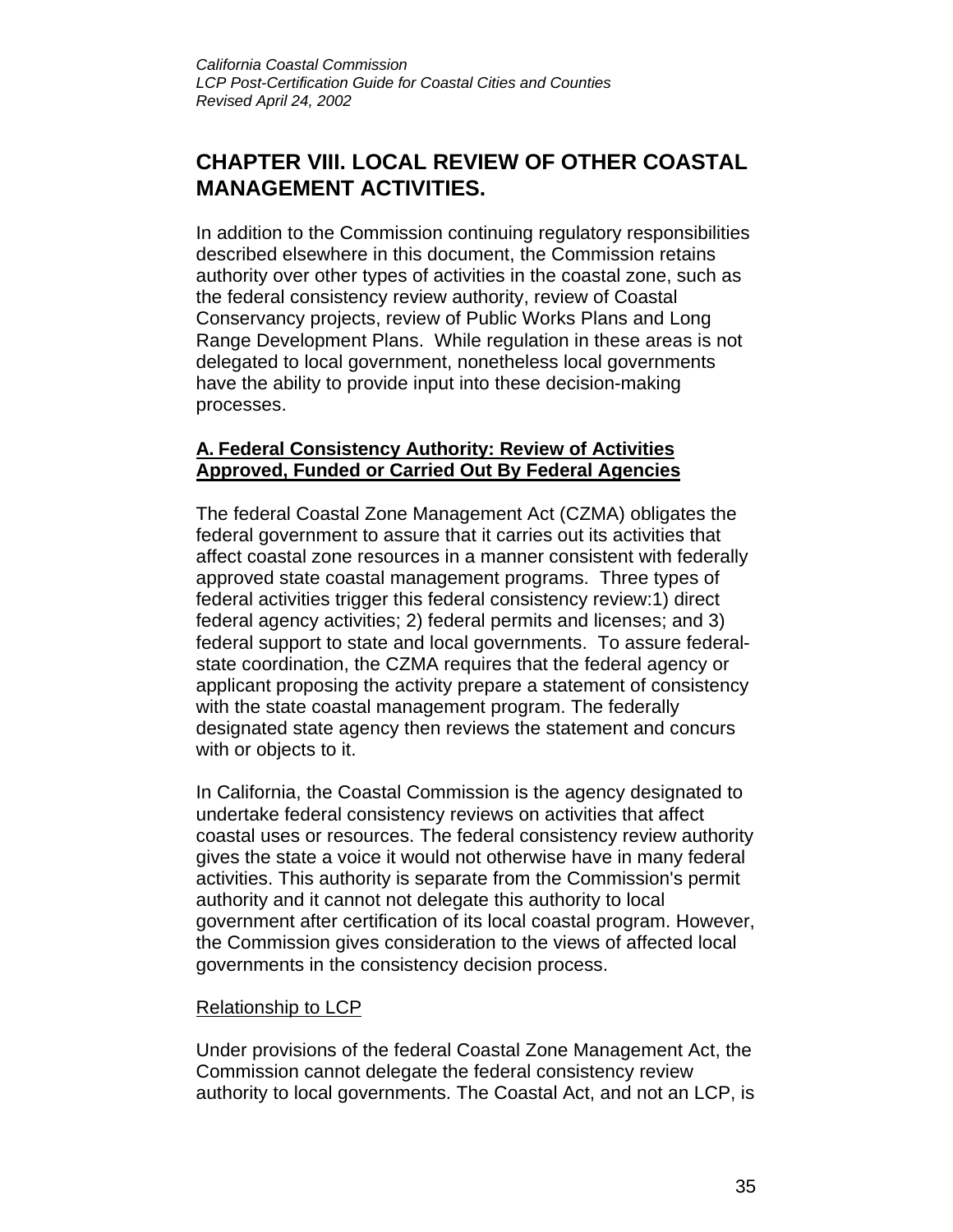## CHAPTER VIII. LOCAL REVIEW OF OTHER COASTAL MANAGEMENT ACTIVITIES.

In addition to the Commission continuing regulatory responsibilities described elsewhere in this document, the Commission retains authority over other types of activities in the coastal zone, such as the federal consistency review authority, review of Coastal Conservancy projects, review of Public Works Plans and Long Range Development Plans. While regulation in these areas is not delegated to local government, nonetheless local governments have the ability to provide input into these decision-making processes.

### A. Federal Consistency Authority: Review of Activities Approved, Funded or Carried Out By Federal Agencies

The federal Coastal Zone Management Act (CZMA) obligates the federal government to assure that it carries out its activities that affect coastal zone resources in a manner consistent with federally approved state coastal management programs. Three types of federal activities trigger this federal consistency review:1) direct federal agency activities; 2) federal permits and licenses; and 3) federal support to state and local governments. To assure federal-state coordination, the CZMA requires that the federal agency or applicant proposing the activity prepare a statement of consistency with the state coastal management program. The federally designated state agency then reviews the statement and concurs with or objects to it.

In California, the Coastal Commission is the agency designated to undertake federal consistency reviews on activities that affect coastal uses or resources. The federal consistency review authority gives the state a voice it would not otherwise have in many federal activities. This authority is separate from the Commission's permit authority and it cannot not delegate this authority to local government after certification of its local coastal program. However, the Commission gives consideration to the views of affected local governments in the consistency decision process.

Relationship to LCP

Under provisions of the federal Coastal Zone Management Act, the Commission cannot delegate the federal consistency review authority to local governments. The Coastal Act, and not an LCP, is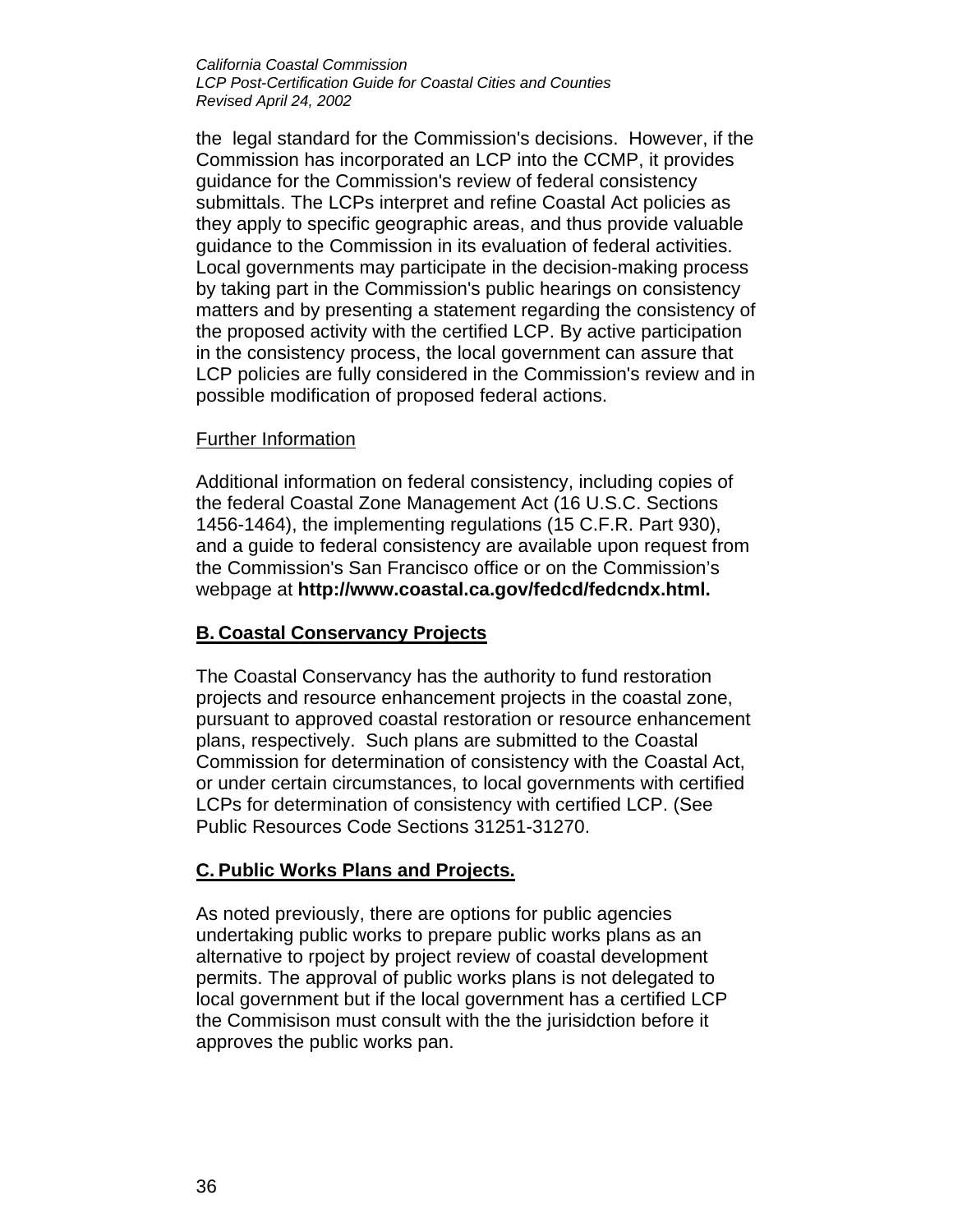the legal standard for the Commission's decisions. However, if the Commission has incorporated an LCP into the CCMP, it provides guidance for the Commission's review of federal consistency submittals. The LCPs interpret and refine Coastal Act policies as they apply to specific geographic areas, and thus provide valuable guidance to the Commission in its evaluation of federal activities. Local governments may participate in the decision-making process by taking part in the Commission's public hearings on consistency matters and by presenting a statement regarding the consistency of the proposed activity with the certified LCP. By active participation in the consistency process, the local government can assure that LCP policies are fully considered in the Commission's review and in possible modification of proposed federal actions.

Further Information

Additional information on federal consistency, including copies of the federal Coastal Zone Management Act (16 U.S.C. Sections 1456-1464), the implementing regulations (15 C.F.R. Part 930), and a guide to federal consistency are available upon request from the Commission's San Francisco office or on the Commission's webpage at **http://www.coastal.ca.gov/fedcd/fedcndx.html.**

## B. Coastal Conservancy Projects

The Coastal Conservancy has the authority to fund restoration projects and resource enhancement projects in the coastal zone, pursuant to approved coastal restoration or resource enhancement plans, respectively. Such plans are submitted to the Coastal Commission for determination of consistency with the Coastal Act, or under certain circumstances, to local governments with certified LCPs for determination of consistency with certified LCP. (See Public Resources Code Sections 31251-31270.

## C. Public Works Plans and Projects.

As noted previously, there are options for public agencies undertaking public works to prepare public works plans as an alternative to rpoject by project review of coastal development permits. The approval of public works plans is not delegated to local government but if the local government has a certified LCP the Commisison must consult with the the jurisidction before it approves the public works pan.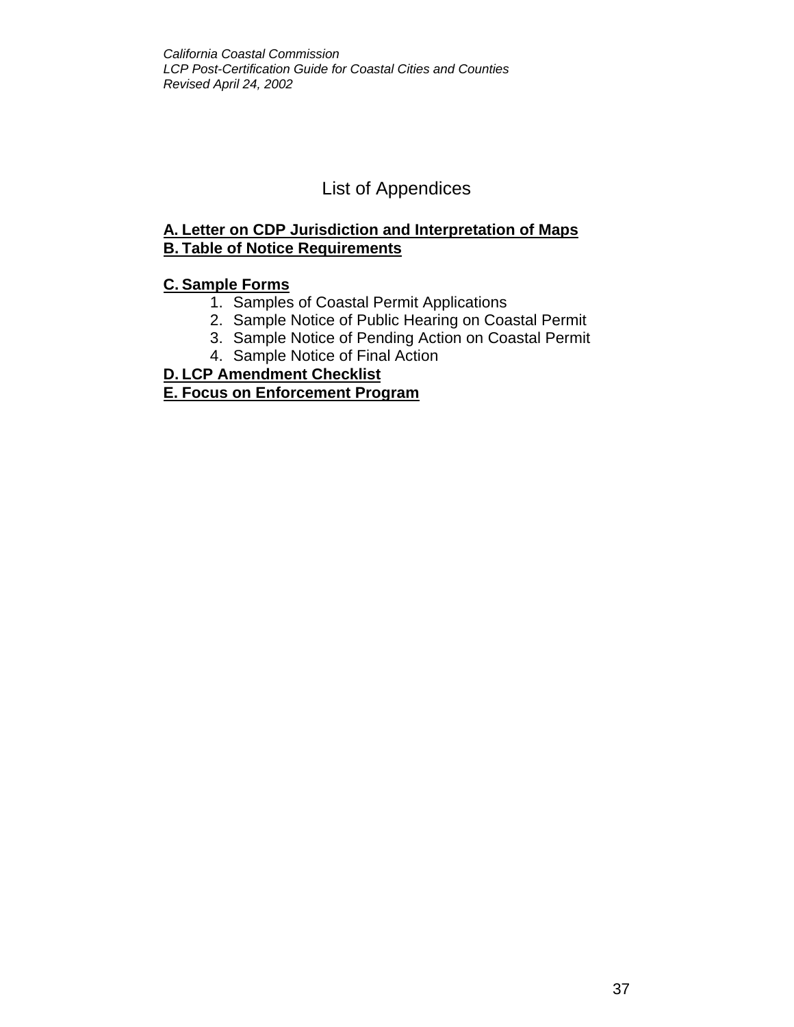# List of Appendices

**A. Letter on CDP Jurisdiction and Interpretation of Maps**
**B. Table of Notice Requirements**

**C. Sample Forms**

1. Samples of Coastal Permit Applications
2. Sample Notice of Public Hearing on Coastal Permit
3. Sample Notice of Pending Action on Coastal Permit
4. Sample Notice of Final Action

**D. LCP Amendment Checklist**
**E. Focus on Enforcement Program**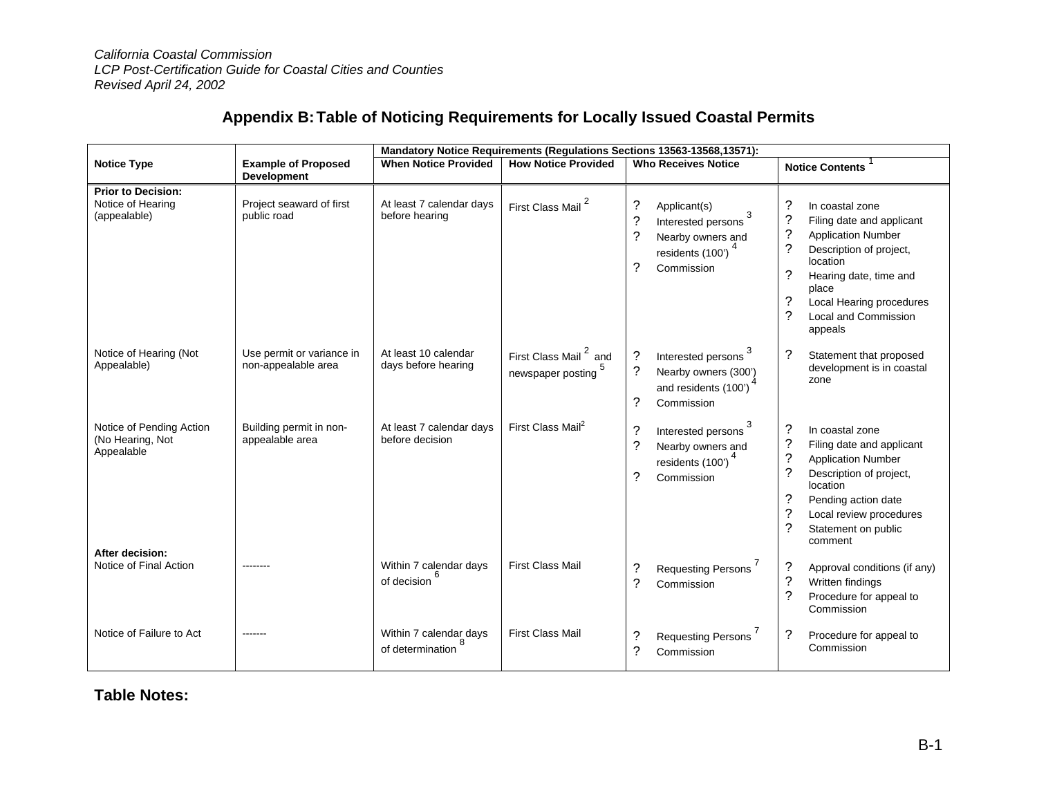*California Coastal Commission*
*LCP Post-Certification Guide for Coastal Cities and Counties*
*Revised April 24, 2002*

## Appendix B: Table of Noticing Requirements for Locally Issued Coastal Permits

| Notice Type | Example of Proposed Development | Mandatory Notice Requirements (Regulations Sections 13563-13568,13571): When Notice Provided | How Notice Provided | Who Receives Notice | Notice Contents [1] |
|---|---|---|---|---|---|
| **Prior to Decision:** Notice of Hearing (appealable) | Project seaward of first public road | At least 7 calendar days before hearing | First Class Mail [2] | ? Applicant(s)<br>? Interested persons [3]<br>? Nearby owners and residents (100') [4]<br>? Commission | ? In coastal zone<br>? Filing date and applicant<br>? Application Number<br>? Description of project, location<br>? Hearing date, time and place<br>? Local Hearing procedures<br>? Local and Commission appeals |
| Notice of Hearing (Not Appealable) | Use permit or variance in non-appealable area | At least 10 calendar days before hearing | First Class Mail [2] and newspaper posting [5] | ? Interested persons [3]<br>? Nearby owners (300') and residents (100') [4]<br>? Commission | ? Statement that proposed development is in coastal zone |
| Notice of Pending Action (No Hearing, Not Appealable | Building permit in non-appealable area | At least 7 calendar days before decision | First Class Mail[2] | ? Interested persons [3]<br>? Nearby owners and residents (100') [4]<br>? Commission | ? In coastal zone<br>? Filing date and applicant<br>? Application Number<br>? Description of project, location<br>? Pending action date<br>? Local review procedures<br>? Statement on public comment |
| **After decision:** Notice of Final Action | -------- | Within 7 calendar days of decision [6] | First Class Mail | ? Requesting Persons [7]<br>? Commission | ? Approval conditions (if any)<br>? Written findings<br>? Procedure for appeal to Commission |
| Notice of Failure to Act | ------- | Within 7 calendar days of determination [8] | First Class Mail | ? Requesting Persons [7]<br>? Commission | ? Procedure for appeal to Commission |

**Table Notes:**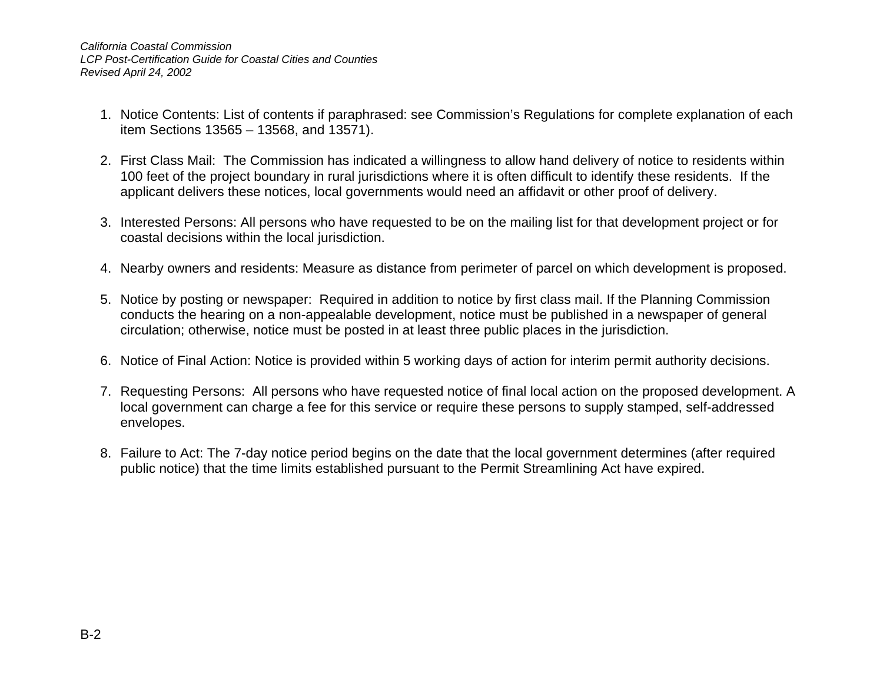1. Notice Contents: List of contents if paraphrased: see Commission's Regulations for complete explanation of each item Sections 13565 – 13568, and 13571).

2. First Class Mail: The Commission has indicated a willingness to allow hand delivery of notice to residents within 100 feet of the project boundary in rural jurisdictions where it is often difficult to identify these residents. If the applicant delivers these notices, local governments would need an affidavit or other proof of delivery.

3. Interested Persons: All persons who have requested to be on the mailing list for that development project or for coastal decisions within the local jurisdiction.

4. Nearby owners and residents: Measure as distance from perimeter of parcel on which development is proposed.

5. Notice by posting or newspaper: Required in addition to notice by first class mail. If the Planning Commission conducts the hearing on a non-appealable development, notice must be published in a newspaper of general circulation; otherwise, notice must be posted in at least three public places in the jurisdiction.

6. Notice of Final Action: Notice is provided within 5 working days of action for interim permit authority decisions.

7. Requesting Persons: All persons who have requested notice of final local action on the proposed development. A local government can charge a fee for this service or require these persons to supply stamped, self-addressed envelopes.

8. Failure to Act: The 7-day notice period begins on the date that the local government determines (after required public notice) that the time limits established pursuant to the Permit Streamlining Act have expired.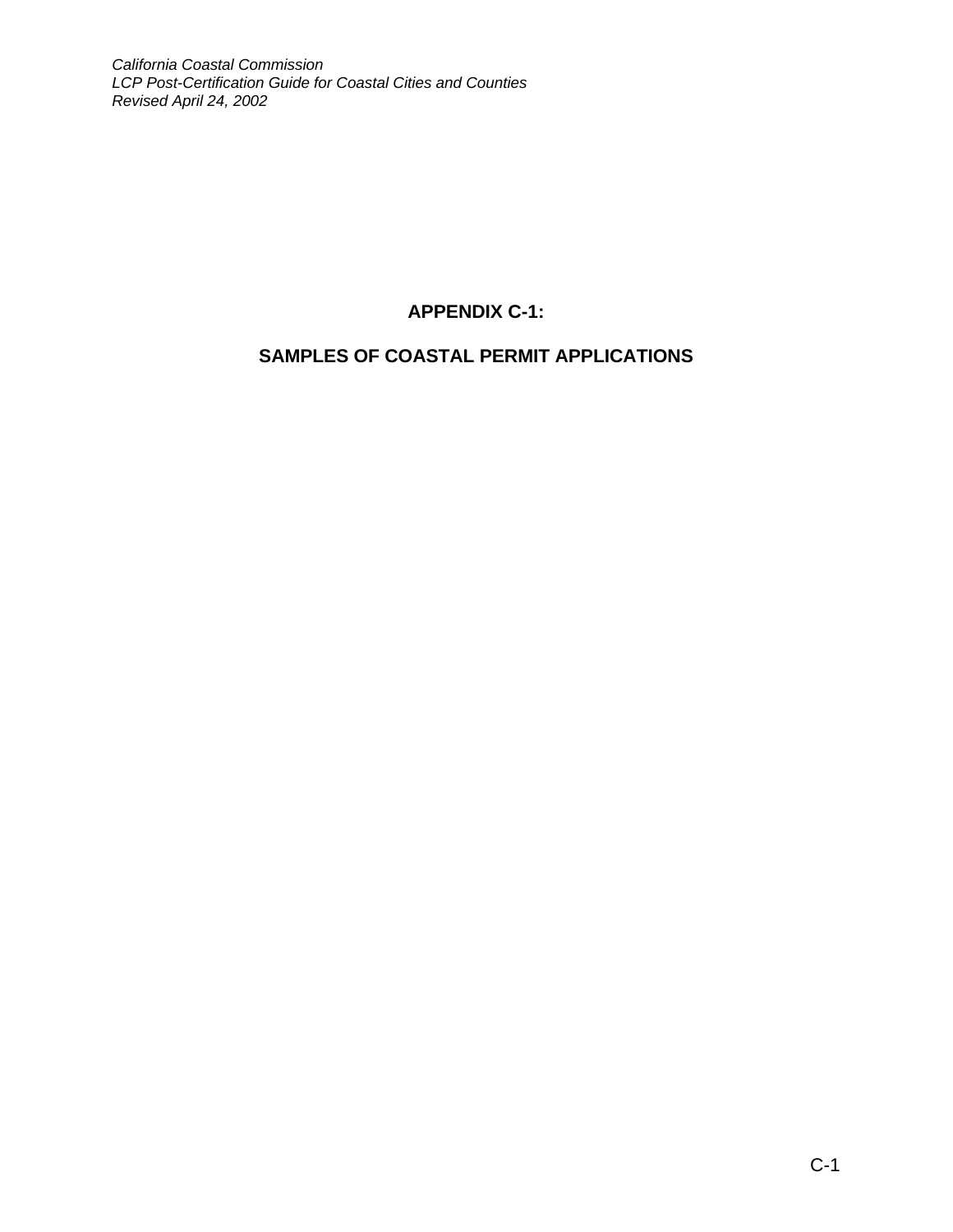# APPENDIX C-1:

## SAMPLES OF COASTAL PERMIT APPLICATIONS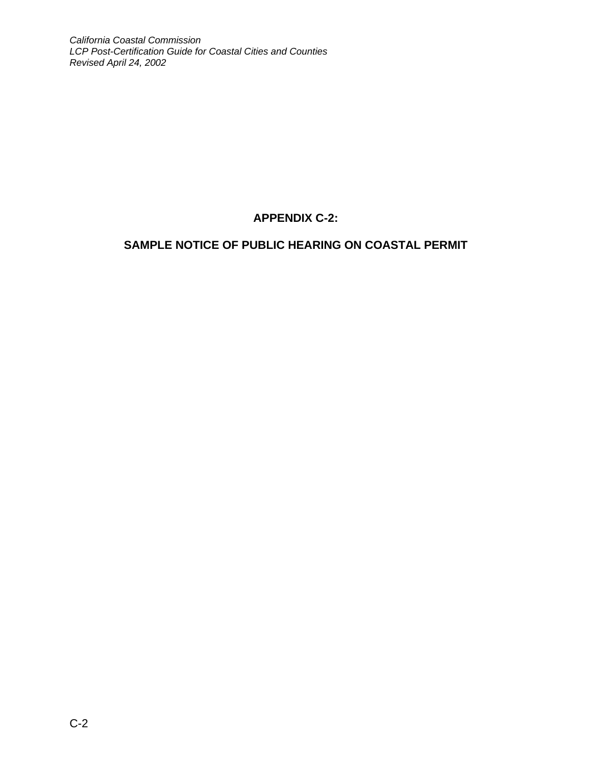# APPENDIX C-2:

## SAMPLE NOTICE OF PUBLIC HEARING ON COASTAL PERMIT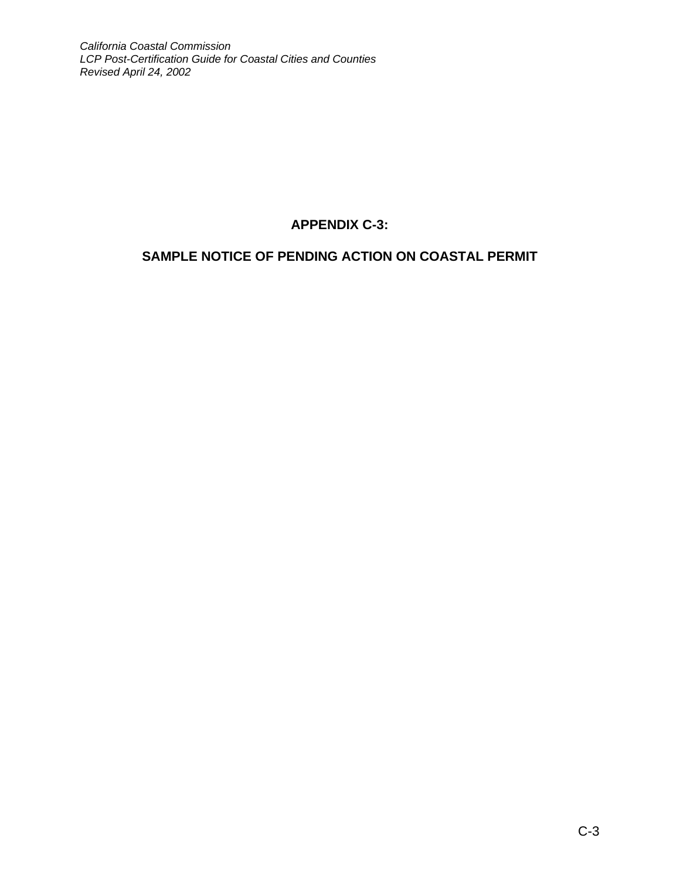## APPENDIX C-3:

## SAMPLE NOTICE OF PENDING ACTION ON COASTAL PERMIT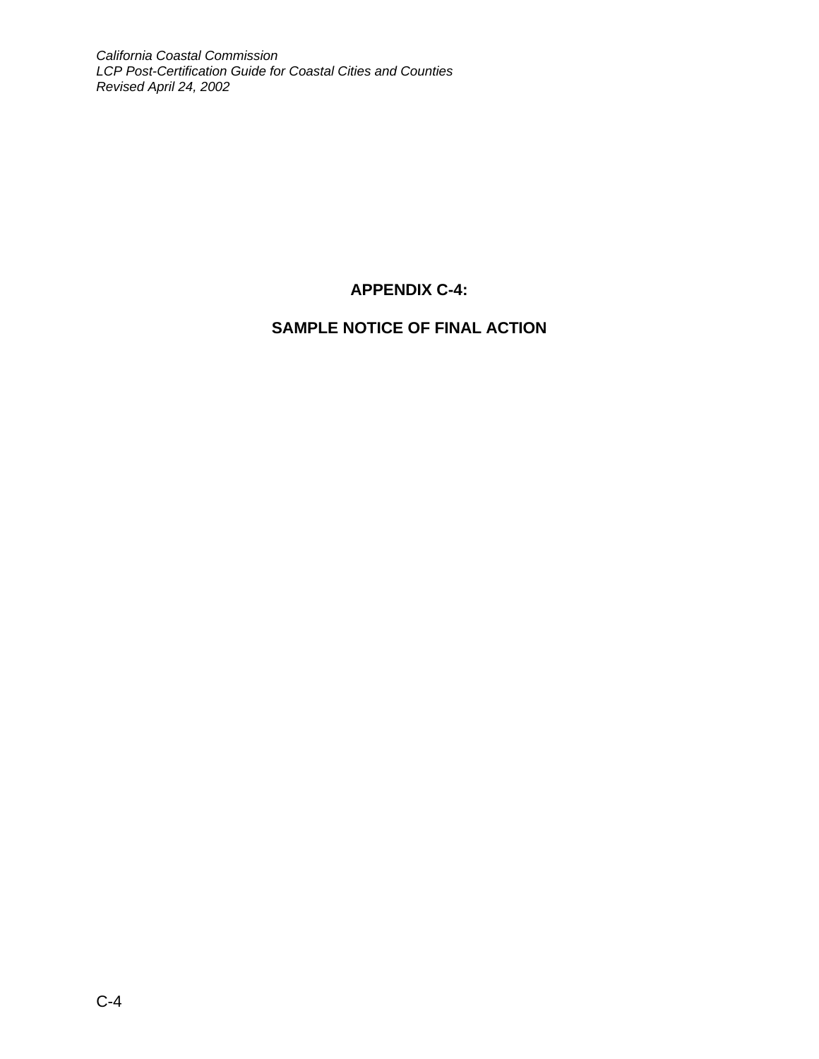# APPENDIX C-4:

# SAMPLE NOTICE OF FINAL ACTION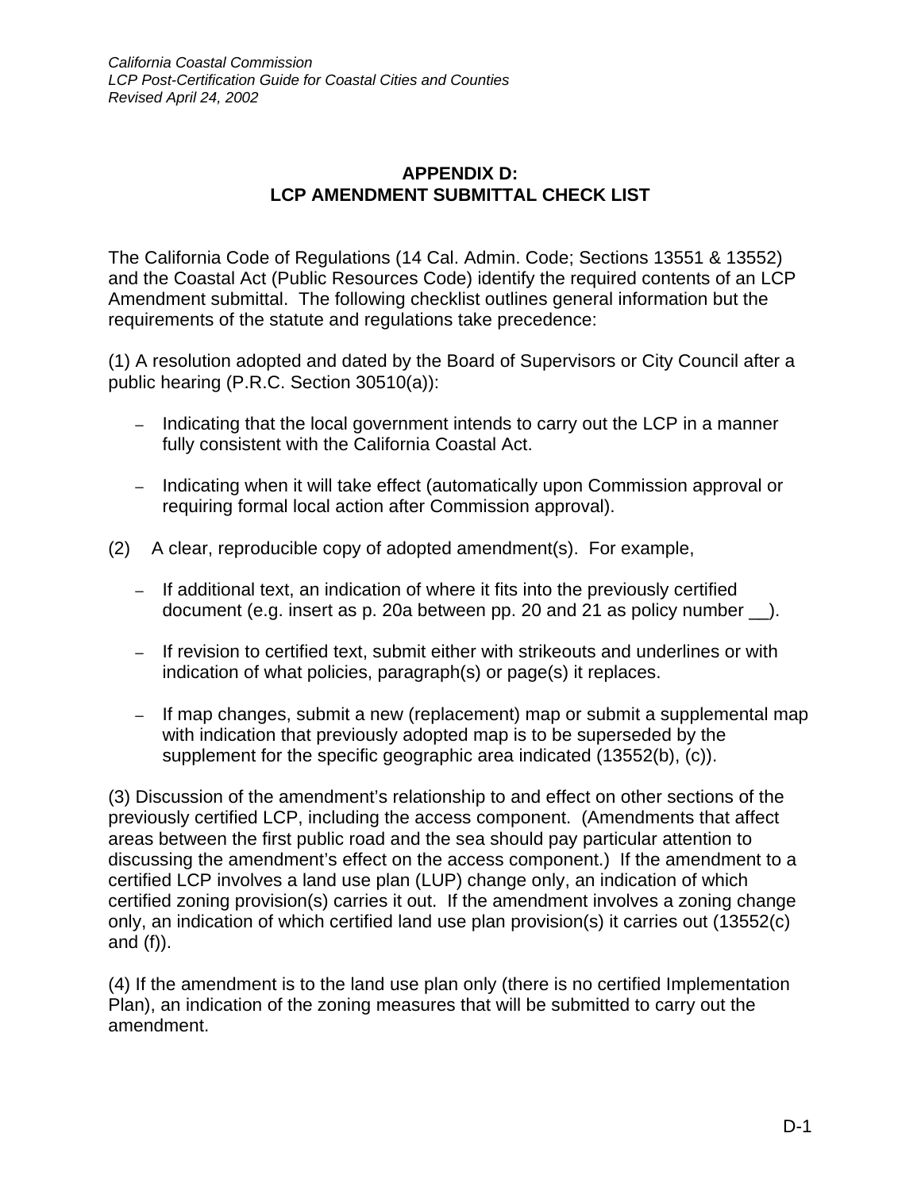## APPENDIX D:
## LCP AMENDMENT SUBMITTAL CHECK LIST

The California Code of Regulations (14 Cal. Admin. Code; Sections 13551 & 13552) and the Coastal Act (Public Resources Code) identify the required contents of an LCP Amendment submittal. The following checklist outlines general information but the requirements of the statute and regulations take precedence:

(1) A resolution adopted and dated by the Board of Supervisors or City Council after a public hearing (P.R.C. Section 30510(a)):

- Indicating that the local government intends to carry out the LCP in a manner fully consistent with the California Coastal Act.
- Indicating when it will take effect (automatically upon Commission approval or requiring formal local action after Commission approval).

(2) A clear, reproducible copy of adopted amendment(s). For example,

- If additional text, an indication of where it fits into the previously certified document (e.g. insert as p. 20a between pp. 20 and 21 as policy number __).
- If revision to certified text, submit either with strikeouts and underlines or with indication of what policies, paragraph(s) or page(s) it replaces.
- If map changes, submit a new (replacement) map or submit a supplemental map with indication that previously adopted map is to be superseded by the supplement for the specific geographic area indicated (13552(b), (c)).

(3) Discussion of the amendment's relationship to and effect on other sections of the previously certified LCP, including the access component. (Amendments that affect areas between the first public road and the sea should pay particular attention to discussing the amendment's effect on the access component.) If the amendment to a certified LCP involves a land use plan (LUP) change only, an indication of which certified zoning provision(s) carries it out. If the amendment involves a zoning change only, an indication of which certified land use plan provision(s) it carries out (13552(c) and (f)).

(4) If the amendment is to the land use plan only (there is no certified Implementation Plan), an indication of the zoning measures that will be submitted to carry out the amendment.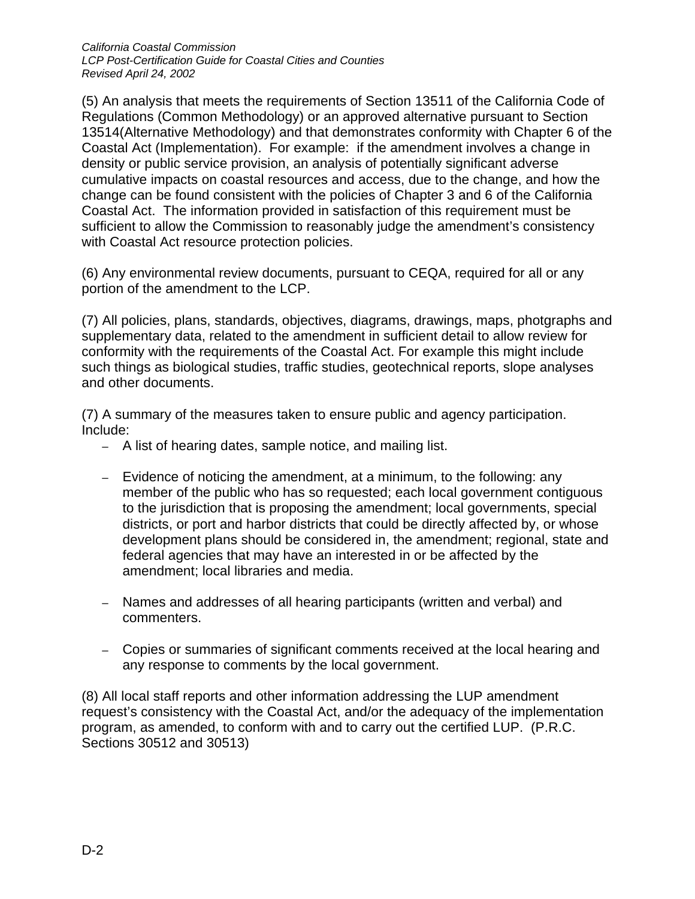(5) An analysis that meets the requirements of Section 13511 of the California Code of Regulations (Common Methodology) or an approved alternative pursuant to Section 13514(Alternative Methodology) and that demonstrates conformity with Chapter 6 of the Coastal Act (Implementation). For example: if the amendment involves a change in density or public service provision, an analysis of potentially significant adverse cumulative impacts on coastal resources and access, due to the change, and how the change can be found consistent with the policies of Chapter 3 and 6 of the California Coastal Act. The information provided in satisfaction of this requirement must be sufficient to allow the Commission to reasonably judge the amendment's consistency with Coastal Act resource protection policies.

(6) Any environmental review documents, pursuant to CEQA, required for all or any portion of the amendment to the LCP.

(7) All policies, plans, standards, objectives, diagrams, drawings, maps, photgraphs and supplementary data, related to the amendment in sufficient detail to allow review for conformity with the requirements of the Coastal Act. For example this might include such things as biological studies, traffic studies, geotechnical reports, slope analyses and other documents.

(7) A summary of the measures taken to ensure public and agency participation. Include:

- A list of hearing dates, sample notice, and mailing list.
- Evidence of noticing the amendment, at a minimum, to the following: any member of the public who has so requested; each local government contiguous to the jurisdiction that is proposing the amendment; local governments, special districts, or port and harbor districts that could be directly affected by, or whose development plans should be considered in, the amendment; regional, state and federal agencies that may have an interested in or be affected by the amendment; local libraries and media.
- Names and addresses of all hearing participants (written and verbal) and commenters.
- Copies or summaries of significant comments received at the local hearing and any response to comments by the local government.

(8) All local staff reports and other information addressing the LUP amendment request's consistency with the Coastal Act, and/or the adequacy of the implementation program, as amended, to conform with and to carry out the certified LUP. (P.R.C. Sections 30512 and 30513)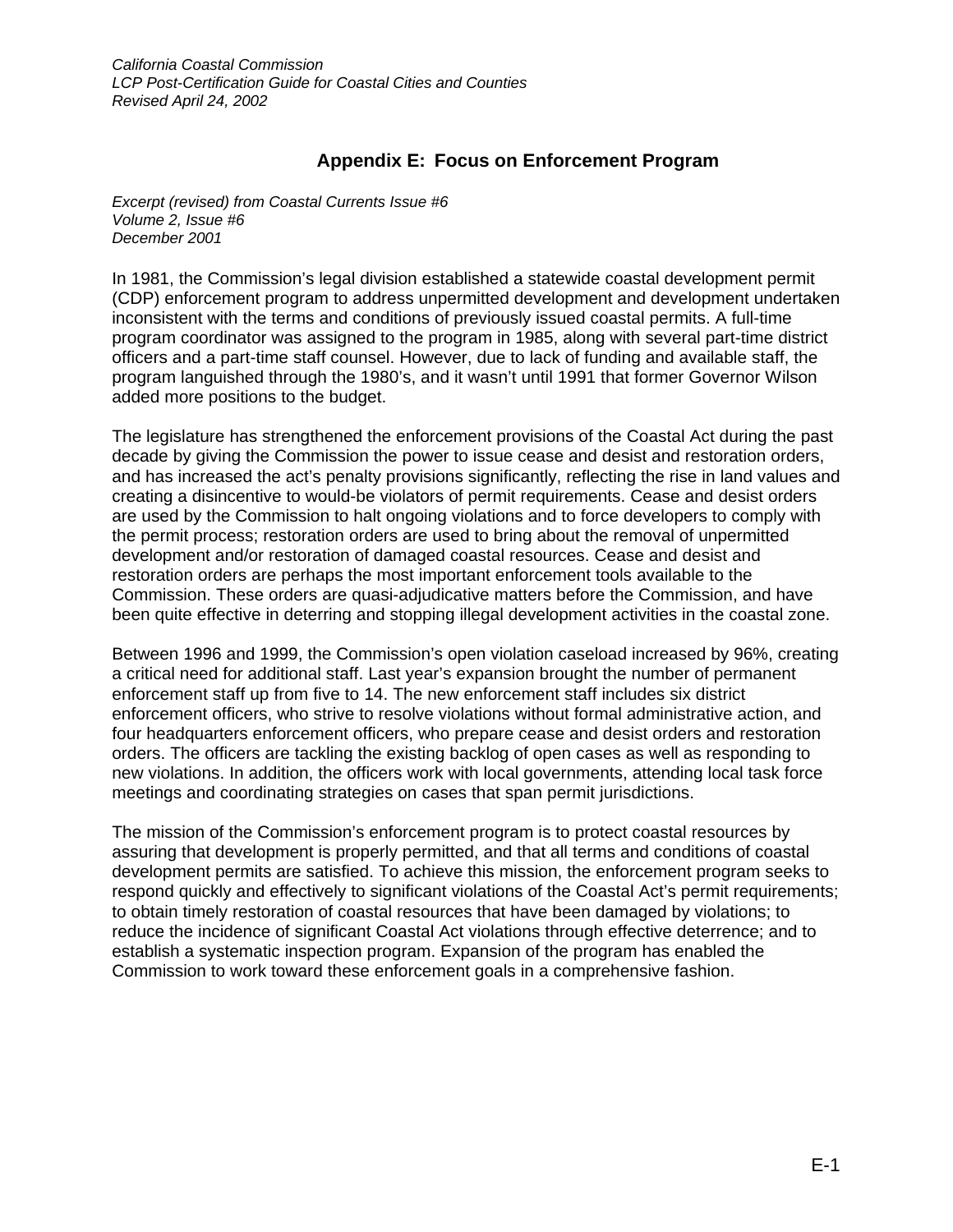## Appendix E: Focus on Enforcement Program

*Excerpt (revised) from Coastal Currents Issue #6*
*Volume 2, Issue #6*
*December 2001*

In 1981, the Commission's legal division established a statewide coastal development permit (CDP) enforcement program to address unpermitted development and development undertaken inconsistent with the terms and conditions of previously issued coastal permits. A full-time program coordinator was assigned to the program in 1985, along with several part-time district officers and a part-time staff counsel. However, due to lack of funding and available staff, the program languished through the 1980's, and it wasn't until 1991 that former Governor Wilson added more positions to the budget.

The legislature has strengthened the enforcement provisions of the Coastal Act during the past decade by giving the Commission the power to issue cease and desist and restoration orders, and has increased the act's penalty provisions significantly, reflecting the rise in land values and creating a disincentive to would-be violators of permit requirements. Cease and desist orders are used by the Commission to halt ongoing violations and to force developers to comply with the permit process; restoration orders are used to bring about the removal of unpermitted development and/or restoration of damaged coastal resources. Cease and desist and restoration orders are perhaps the most important enforcement tools available to the Commission. These orders are quasi-adjudicative matters before the Commission, and have been quite effective in deterring and stopping illegal development activities in the coastal zone.

Between 1996 and 1999, the Commission's open violation caseload increased by 96%, creating a critical need for additional staff. Last year's expansion brought the number of permanent enforcement staff up from five to 14. The new enforcement staff includes six district enforcement officers, who strive to resolve violations without formal administrative action, and four headquarters enforcement officers, who prepare cease and desist orders and restoration orders. The officers are tackling the existing backlog of open cases as well as responding to new violations. In addition, the officers work with local governments, attending local task force meetings and coordinating strategies on cases that span permit jurisdictions.

The mission of the Commission's enforcement program is to protect coastal resources by assuring that development is properly permitted, and that all terms and conditions of coastal development permits are satisfied. To achieve this mission, the enforcement program seeks to respond quickly and effectively to significant violations of the Coastal Act's permit requirements; to obtain timely restoration of coastal resources that have been damaged by violations; to reduce the incidence of significant Coastal Act violations through effective deterrence; and to establish a systematic inspection program. Expansion of the program has enabled the Commission to work toward these enforcement goals in a comprehensive fashion.